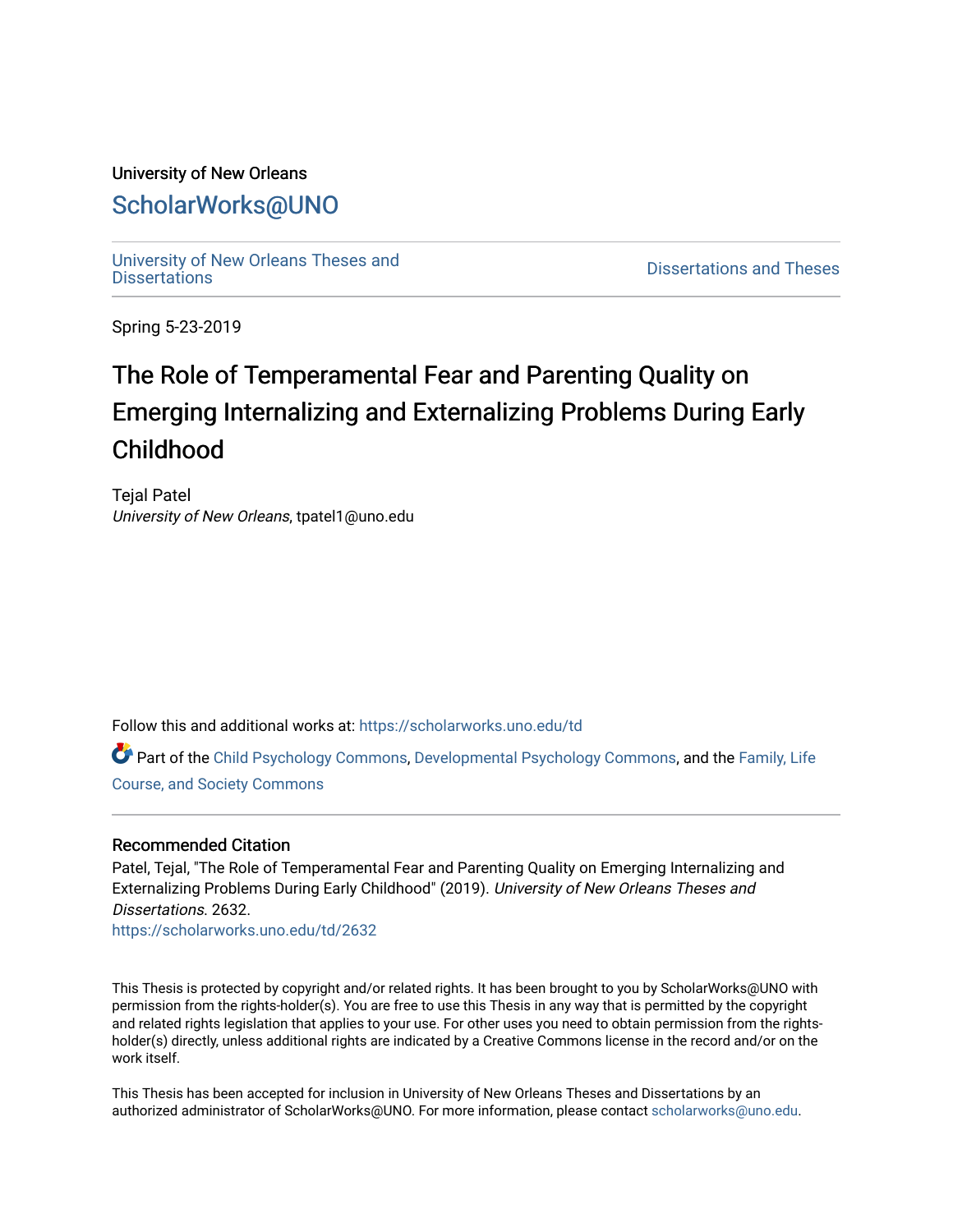University of New Orleans

## ScholarWorks@UNO

University of New Orleans Theses and Dissertations

Dissertations and Theses

Spring 5-23-2019

# The Role of Temperamental Fear and Parenting Quality on Emerging Internalizing and Externalizing Problems During Early Childhood

Tejal Patel
*University of New Orleans*, tpatel1@uno.edu

Follow this and additional works at: https://scholarworks.uno.edu/td

Part of the Child Psychology Commons, Developmental Psychology Commons, and the Family, Life Course, and Society Commons

### Recommended Citation

Patel, Tejal, "The Role of Temperamental Fear and Parenting Quality on Emerging Internalizing and Externalizing Problems During Early Childhood" (2019). *University of New Orleans Theses and Dissertations*. 2632.
https://scholarworks.uno.edu/td/2632

This Thesis is protected by copyright and/or related rights. It has been brought to you by ScholarWorks@UNO with permission from the rights-holder(s). You are free to use this Thesis in any way that is permitted by the copyright and related rights legislation that applies to your use. For other uses you need to obtain permission from the rights-holder(s) directly, unless additional rights are indicated by a Creative Commons license in the record and/or on the work itself.

This Thesis has been accepted for inclusion in University of New Orleans Theses and Dissertations by an authorized administrator of ScholarWorks@UNO. For more information, please contact scholarworks@uno.edu.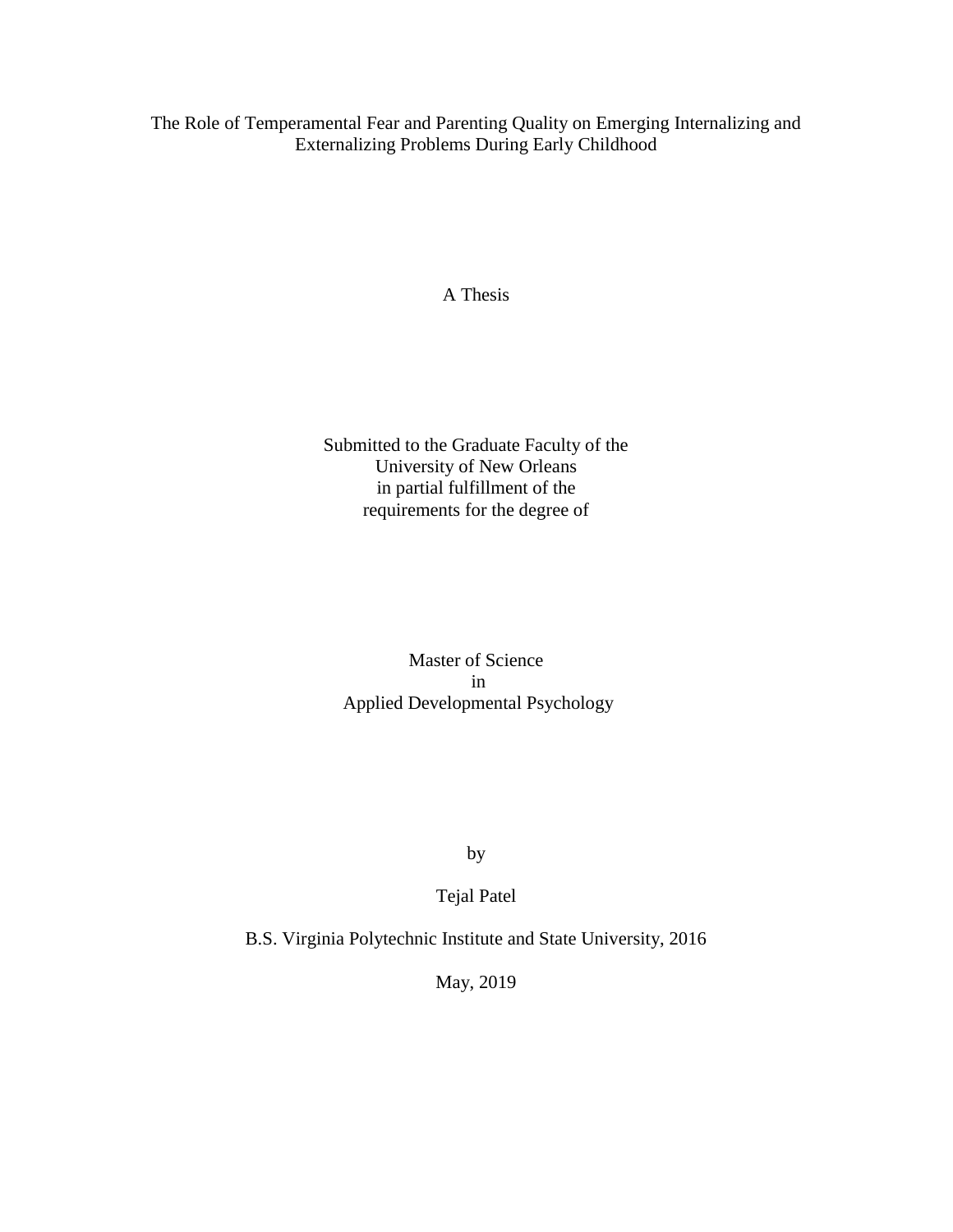# The Role of Temperamental Fear and Parenting Quality on Emerging Internalizing and Externalizing Problems During Early Childhood

A Thesis

Submitted to the Graduate Faculty of the
University of New Orleans
in partial fulfillment of the
requirements for the degree of

Master of Science
in
Applied Developmental Psychology

by

Tejal Patel

B.S. Virginia Polytechnic Institute and State University, 2016

May, 2019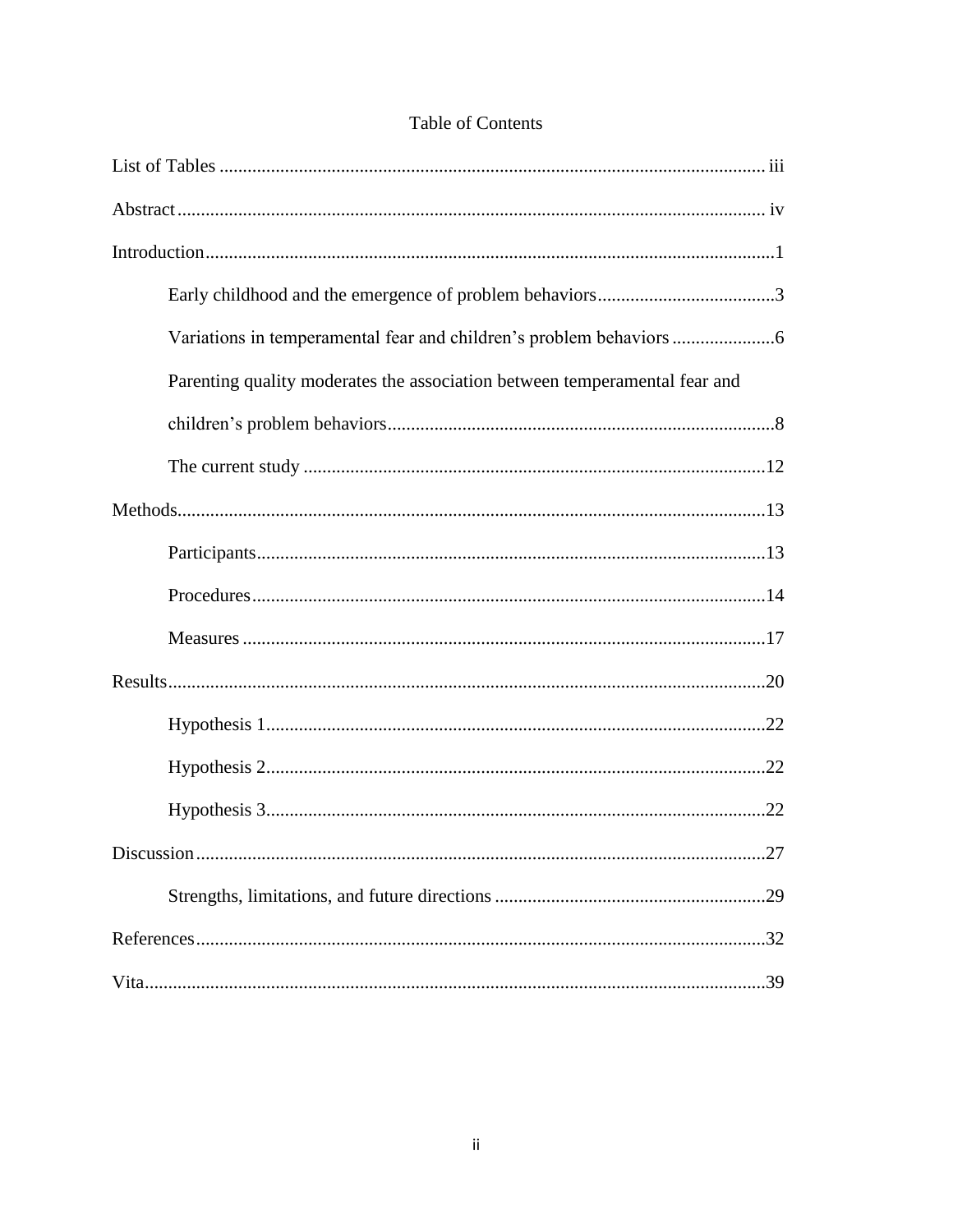# Table of Contents

List of Tables ..................................................................................................... iii

Abstract ............................................................................................................. iv

Introduction ........................................................................................................ 1

- Early childhood and the emergence of problem behaviors ...................................... 3
- Variations in temperamental fear and children's problem behaviors ...................... 6
- Parenting quality moderates the association between temperamental fear and children's problem behaviors .................................................................................. 8
- The current study ................................................................................................ 12

Methods ............................................................................................................. 13

- Participants ......................................................................................................... 13
- Procedures .......................................................................................................... 14
- Measures ............................................................................................................ 17

Results ............................................................................................................... 20

- Hypothesis 1 ....................................................................................................... 22
- Hypothesis 2 ....................................................................................................... 22
- Hypothesis 3 ....................................................................................................... 22

Discussion .......................................................................................................... 27

- Strengths, limitations, and future directions .......................................................... 29

References .......................................................................................................... 32

Vita .................................................................................................................... 39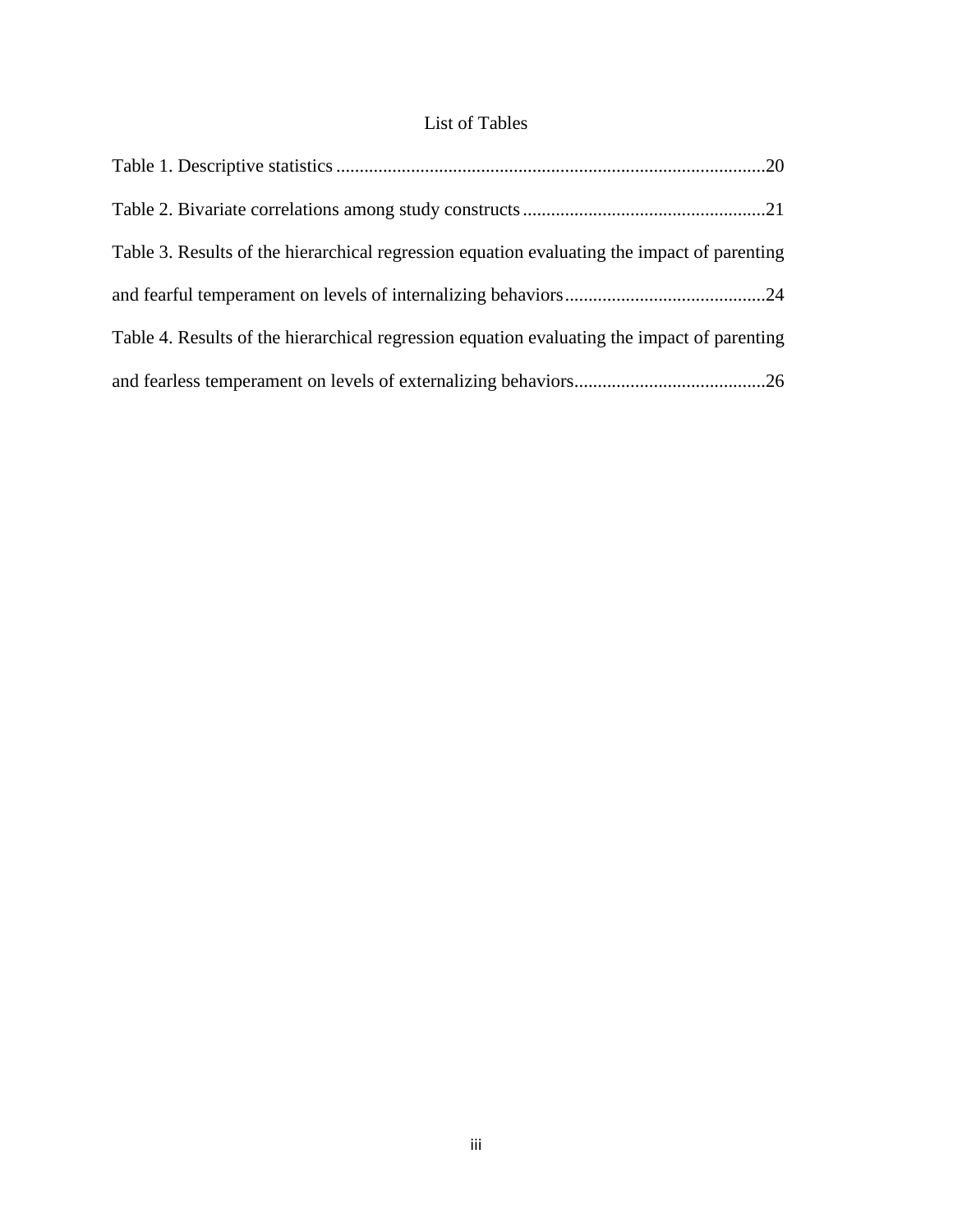# List of Tables

Table 1. Descriptive statistics ........................................................................................20

Table 2. Bivariate correlations among study constructs ...................................................21

Table 3. Results of the hierarchical regression equation evaluating the impact of parenting and fearful temperament on levels of internalizing behaviors ..........................................24

Table 4. Results of the hierarchical regression equation evaluating the impact of parenting and fearless temperament on levels of externalizing behaviors........................................26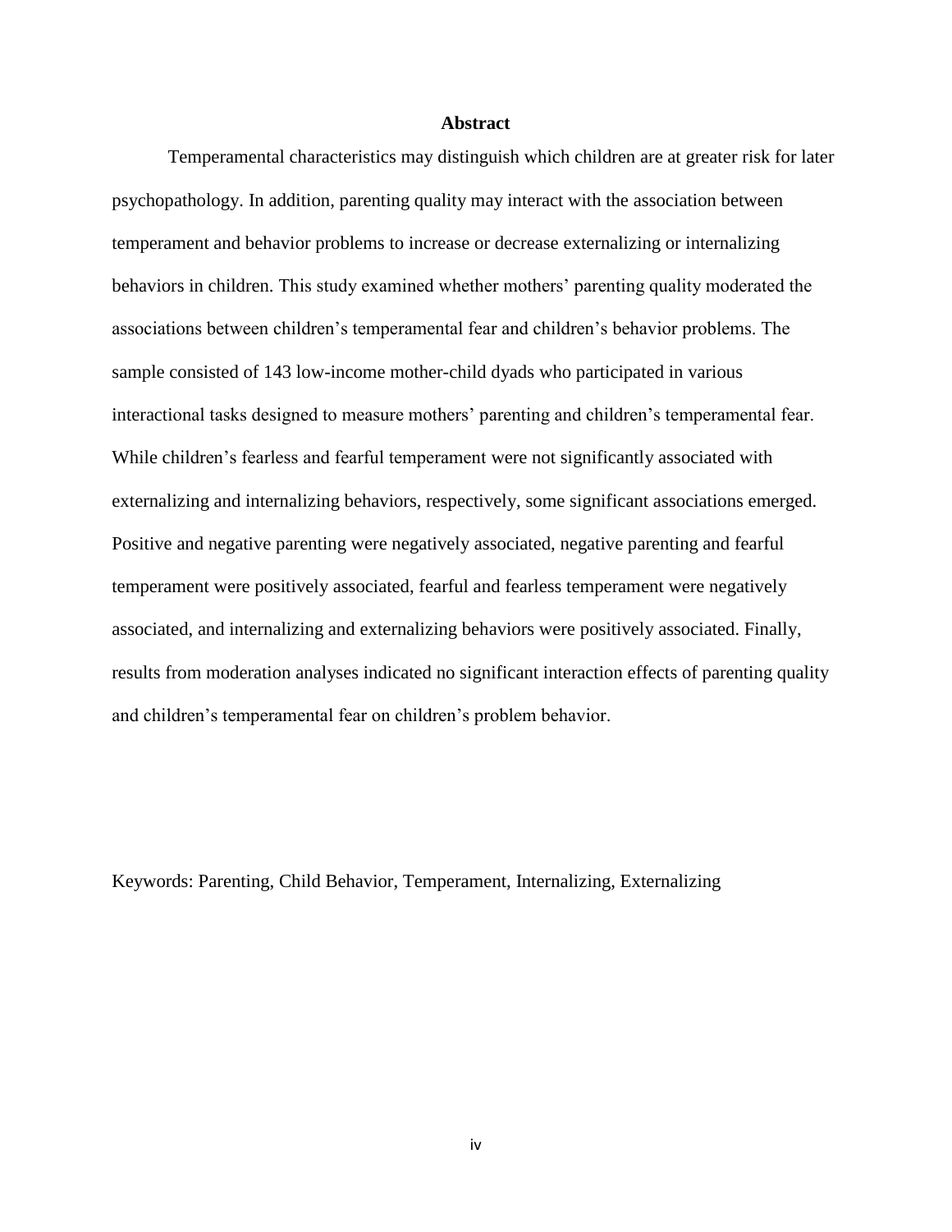# Abstract

Temperamental characteristics may distinguish which children are at greater risk for later psychopathology. In addition, parenting quality may interact with the association between temperament and behavior problems to increase or decrease externalizing or internalizing behaviors in children. This study examined whether mothers' parenting quality moderated the associations between children's temperamental fear and children's behavior problems. The sample consisted of 143 low-income mother-child dyads who participated in various interactional tasks designed to measure mothers' parenting and children's temperamental fear. While children's fearless and fearful temperament were not significantly associated with externalizing and internalizing behaviors, respectively, some significant associations emerged. Positive and negative parenting were negatively associated, negative parenting and fearful temperament were positively associated, fearful and fearless temperament were negatively associated, and internalizing and externalizing behaviors were positively associated. Finally, results from moderation analyses indicated no significant interaction effects of parenting quality and children's temperamental fear on children's problem behavior.

Keywords: Parenting, Child Behavior, Temperament, Internalizing, Externalizing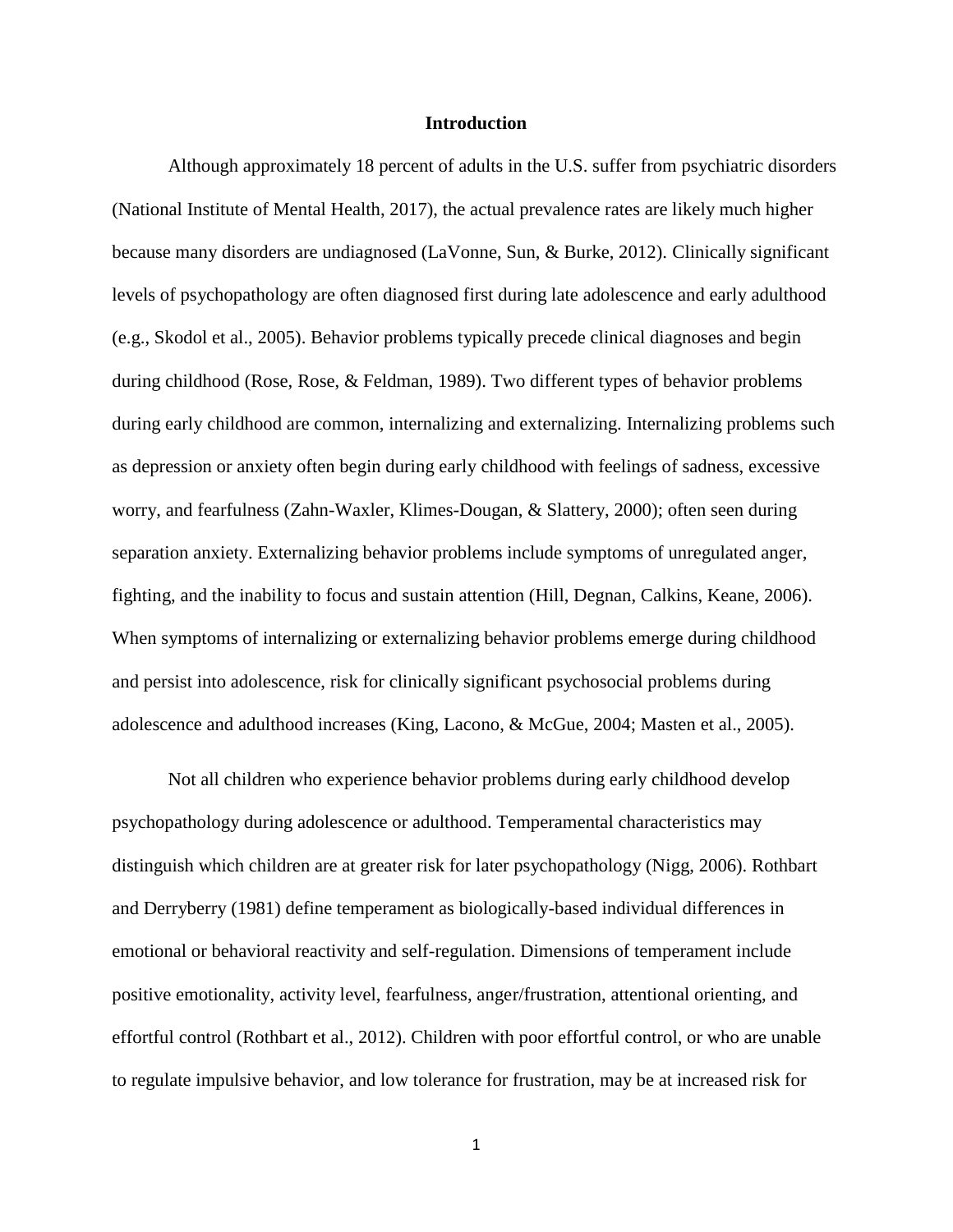# Introduction

Although approximately 18 percent of adults in the U.S. suffer from psychiatric disorders (National Institute of Mental Health, 2017), the actual prevalence rates are likely much higher because many disorders are undiagnosed (LaVonne, Sun, & Burke, 2012). Clinically significant levels of psychopathology are often diagnosed first during late adolescence and early adulthood (e.g., Skodol et al., 2005). Behavior problems typically precede clinical diagnoses and begin during childhood (Rose, Rose, & Feldman, 1989). Two different types of behavior problems during early childhood are common, internalizing and externalizing. Internalizing problems such as depression or anxiety often begin during early childhood with feelings of sadness, excessive worry, and fearfulness (Zahn-Waxler, Klimes-Dougan, & Slattery, 2000); often seen during separation anxiety. Externalizing behavior problems include symptoms of unregulated anger, fighting, and the inability to focus and sustain attention (Hill, Degnan, Calkins, Keane, 2006). When symptoms of internalizing or externalizing behavior problems emerge during childhood and persist into adolescence, risk for clinically significant psychosocial problems during adolescence and adulthood increases (King, Lacono, & McGue, 2004; Masten et al., 2005).

Not all children who experience behavior problems during early childhood develop psychopathology during adolescence or adulthood. Temperamental characteristics may distinguish which children are at greater risk for later psychopathology (Nigg, 2006). Rothbart and Derryberry (1981) define temperament as biologically-based individual differences in emotional or behavioral reactivity and self-regulation. Dimensions of temperament include positive emotionality, activity level, fearfulness, anger/frustration, attentional orienting, and effortful control (Rothbart et al., 2012). Children with poor effortful control, or who are unable to regulate impulsive behavior, and low tolerance for frustration, may be at increased risk for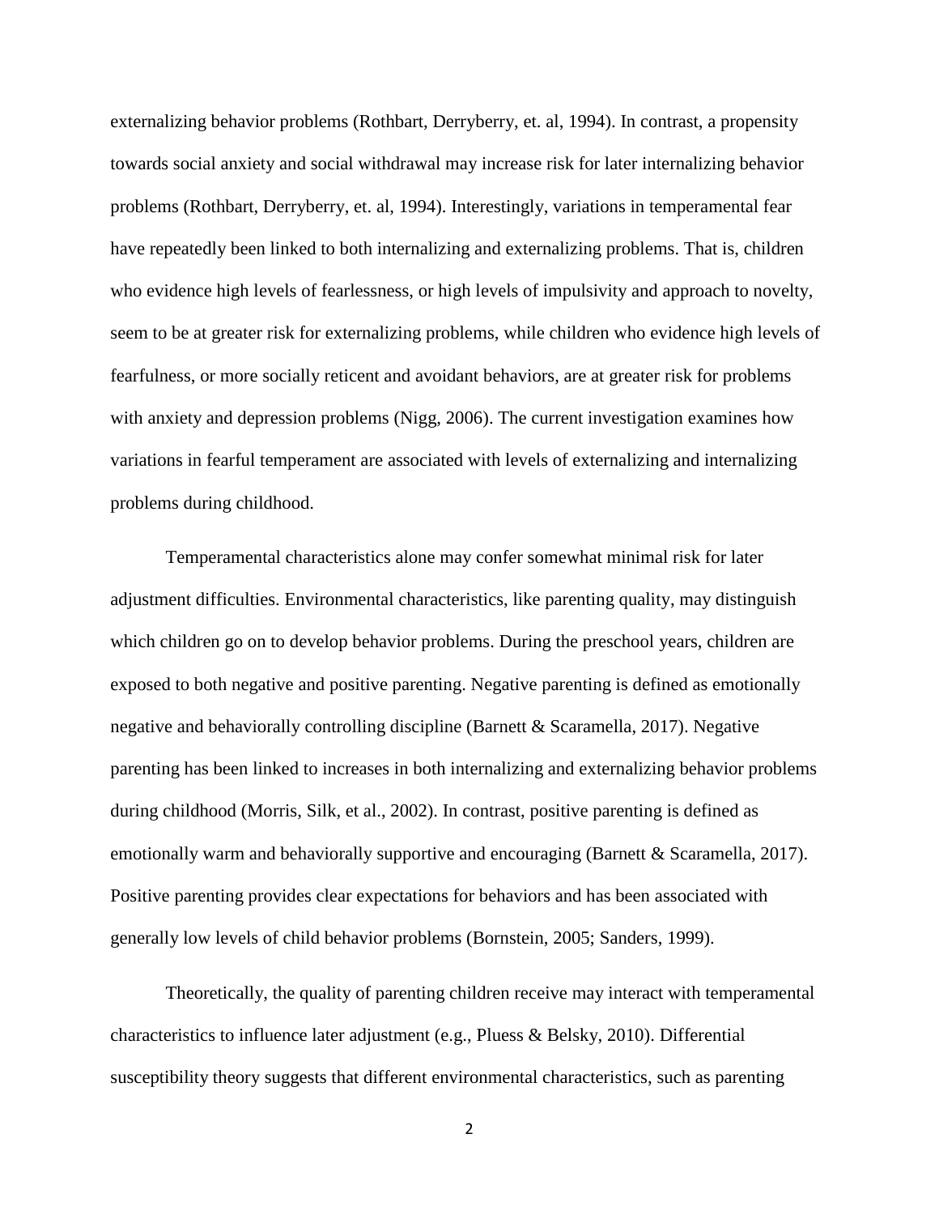externalizing behavior problems (Rothbart, Derryberry, et. al, 1994). In contrast, a propensity towards social anxiety and social withdrawal may increase risk for later internalizing behavior problems (Rothbart, Derryberry, et. al, 1994). Interestingly, variations in temperamental fear have repeatedly been linked to both internalizing and externalizing problems. That is, children who evidence high levels of fearlessness, or high levels of impulsivity and approach to novelty, seem to be at greater risk for externalizing problems, while children who evidence high levels of fearfulness, or more socially reticent and avoidant behaviors, are at greater risk for problems with anxiety and depression problems (Nigg, 2006). The current investigation examines how variations in fearful temperament are associated with levels of externalizing and internalizing problems during childhood.

Temperamental characteristics alone may confer somewhat minimal risk for later adjustment difficulties. Environmental characteristics, like parenting quality, may distinguish which children go on to develop behavior problems. During the preschool years, children are exposed to both negative and positive parenting. Negative parenting is defined as emotionally negative and behaviorally controlling discipline (Barnett & Scaramella, 2017). Negative parenting has been linked to increases in both internalizing and externalizing behavior problems during childhood (Morris, Silk, et al., 2002). In contrast, positive parenting is defined as emotionally warm and behaviorally supportive and encouraging (Barnett & Scaramella, 2017). Positive parenting provides clear expectations for behaviors and has been associated with generally low levels of child behavior problems (Bornstein, 2005; Sanders, 1999).

Theoretically, the quality of parenting children receive may interact with temperamental characteristics to influence later adjustment (e.g., Pluess & Belsky, 2010). Differential susceptibility theory suggests that different environmental characteristics, such as parenting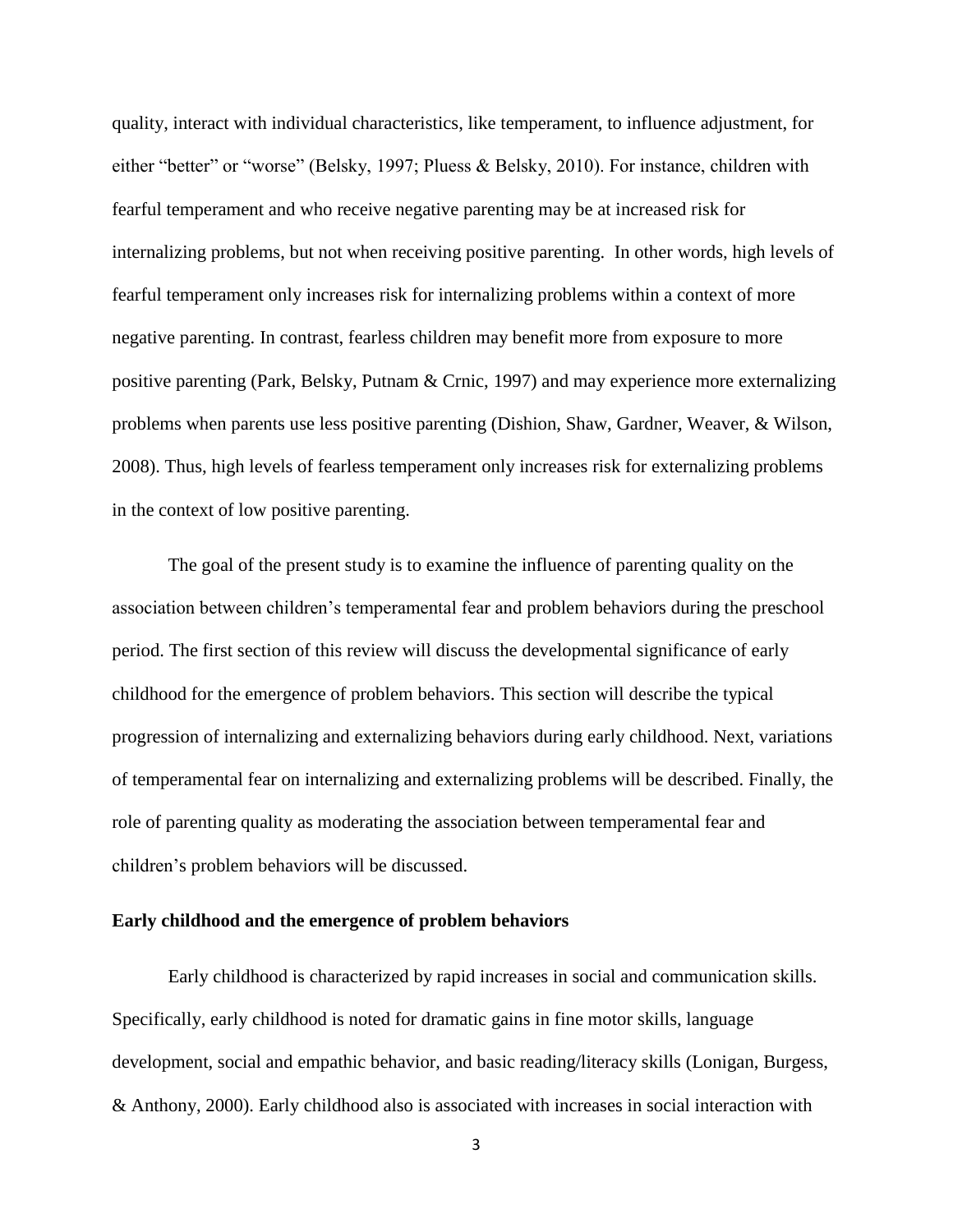quality, interact with individual characteristics, like temperament, to influence adjustment, for either "better" or "worse" (Belsky, 1997; Pluess & Belsky, 2010). For instance, children with fearful temperament and who receive negative parenting may be at increased risk for internalizing problems, but not when receiving positive parenting. In other words, high levels of fearful temperament only increases risk for internalizing problems within a context of more negative parenting. In contrast, fearless children may benefit more from exposure to more positive parenting (Park, Belsky, Putnam & Crnic, 1997) and may experience more externalizing problems when parents use less positive parenting (Dishion, Shaw, Gardner, Weaver, & Wilson, 2008). Thus, high levels of fearless temperament only increases risk for externalizing problems in the context of low positive parenting.

The goal of the present study is to examine the influence of parenting quality on the association between children's temperamental fear and problem behaviors during the preschool period. The first section of this review will discuss the developmental significance of early childhood for the emergence of problem behaviors. This section will describe the typical progression of internalizing and externalizing behaviors during early childhood. Next, variations of temperamental fear on internalizing and externalizing problems will be described. Finally, the role of parenting quality as moderating the association between temperamental fear and children's problem behaviors will be discussed.

**Early childhood and the emergence of problem behaviors**

Early childhood is characterized by rapid increases in social and communication skills. Specifically, early childhood is noted for dramatic gains in fine motor skills, language development, social and empathic behavior, and basic reading/literacy skills (Lonigan, Burgess, & Anthony, 2000). Early childhood also is associated with increases in social interaction with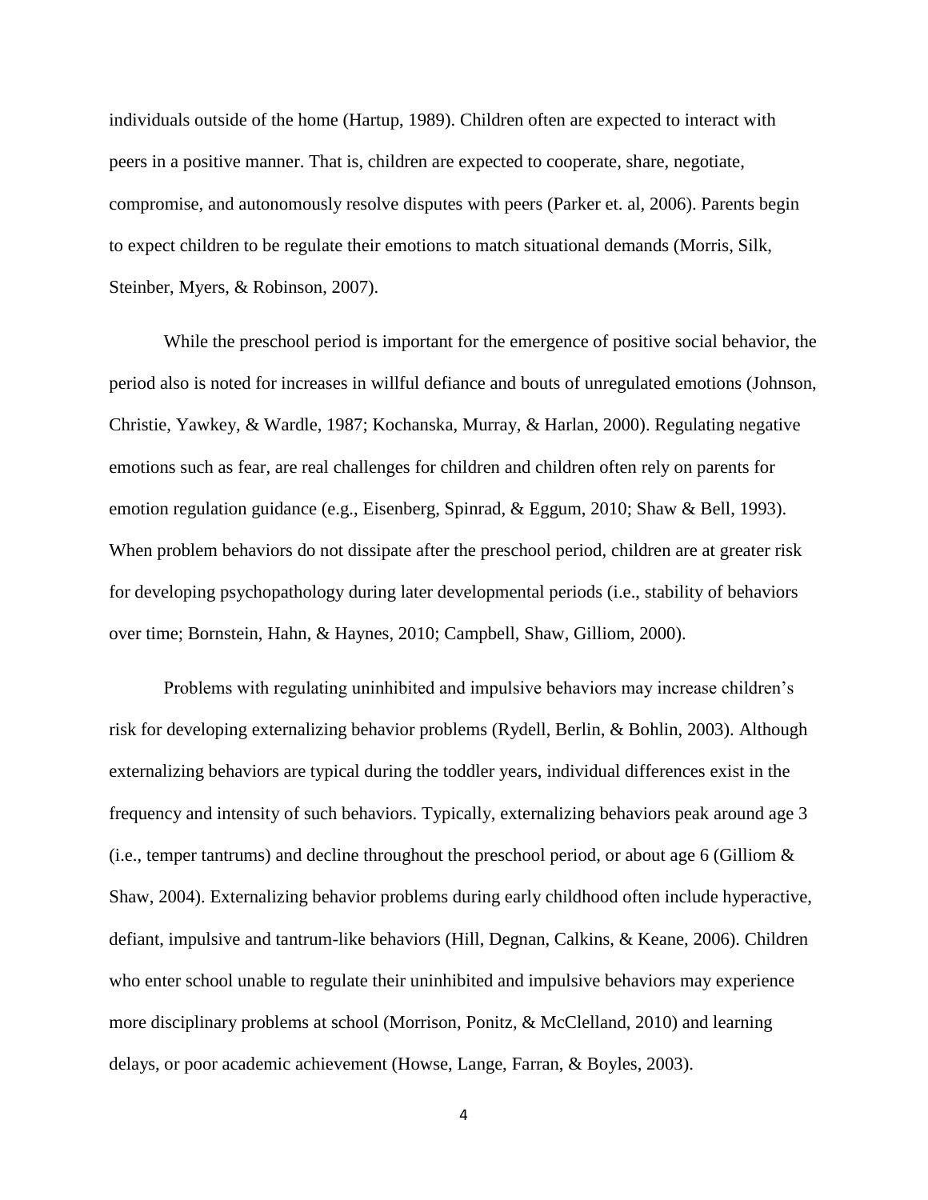individuals outside of the home (Hartup, 1989). Children often are expected to interact with peers in a positive manner. That is, children are expected to cooperate, share, negotiate, compromise, and autonomously resolve disputes with peers (Parker et. al, 2006). Parents begin to expect children to be regulate their emotions to match situational demands (Morris, Silk, Steinber, Myers, & Robinson, 2007).

While the preschool period is important for the emergence of positive social behavior, the period also is noted for increases in willful defiance and bouts of unregulated emotions (Johnson, Christie, Yawkey, & Wardle, 1987; Kochanska, Murray, & Harlan, 2000). Regulating negative emotions such as fear, are real challenges for children and children often rely on parents for emotion regulation guidance (e.g., Eisenberg, Spinrad, & Eggum, 2010; Shaw & Bell, 1993). When problem behaviors do not dissipate after the preschool period, children are at greater risk for developing psychopathology during later developmental periods (i.e., stability of behaviors over time; Bornstein, Hahn, & Haynes, 2010; Campbell, Shaw, Gilliom, 2000).

Problems with regulating uninhibited and impulsive behaviors may increase children's risk for developing externalizing behavior problems (Rydell, Berlin, & Bohlin, 2003). Although externalizing behaviors are typical during the toddler years, individual differences exist in the frequency and intensity of such behaviors. Typically, externalizing behaviors peak around age 3 (i.e., temper tantrums) and decline throughout the preschool period, or about age 6 (Gilliom & Shaw, 2004). Externalizing behavior problems during early childhood often include hyperactive, defiant, impulsive and tantrum-like behaviors (Hill, Degnan, Calkins, & Keane, 2006). Children who enter school unable to regulate their uninhibited and impulsive behaviors may experience more disciplinary problems at school (Morrison, Ponitz, & McClelland, 2010) and learning delays, or poor academic achievement (Howse, Lange, Farran, & Boyles, 2003).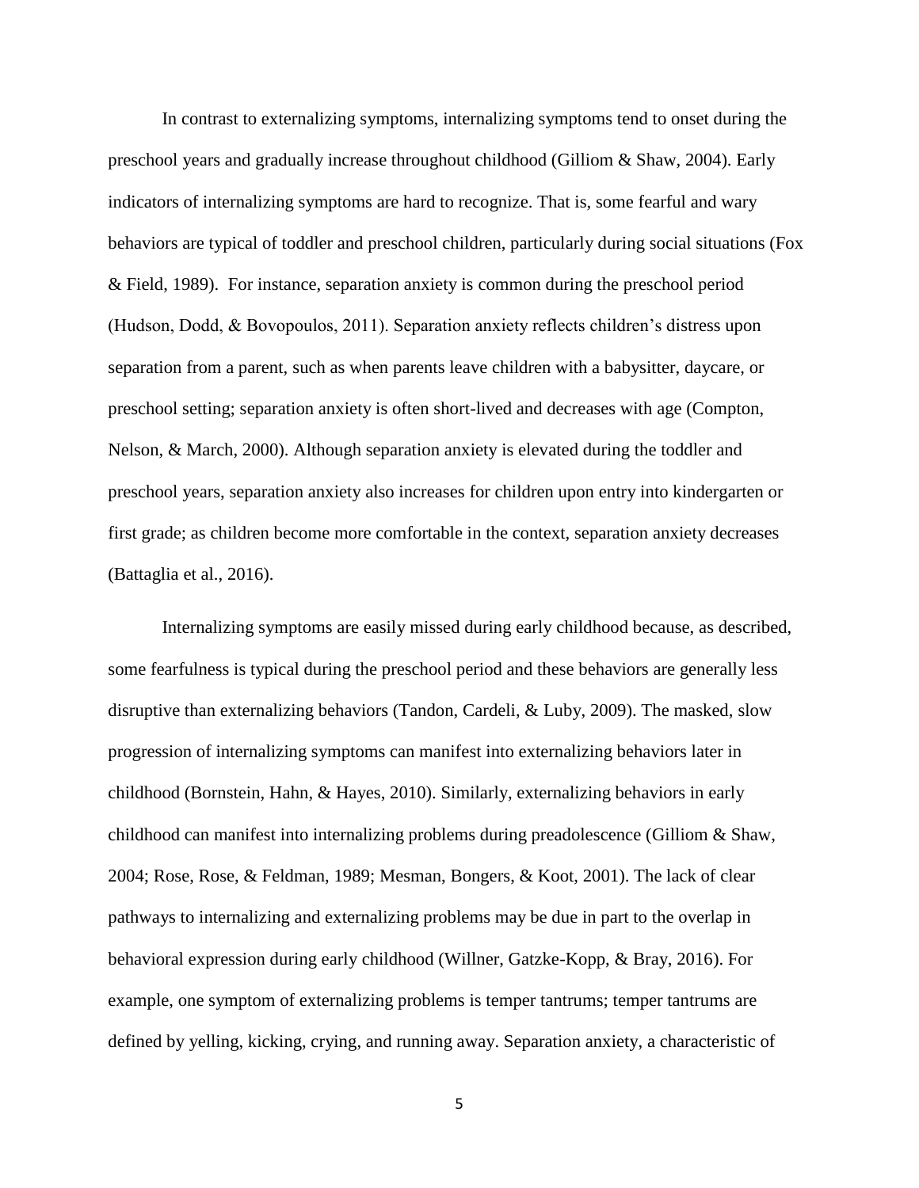In contrast to externalizing symptoms, internalizing symptoms tend to onset during the preschool years and gradually increase throughout childhood (Gilliom & Shaw, 2004). Early indicators of internalizing symptoms are hard to recognize. That is, some fearful and wary behaviors are typical of toddler and preschool children, particularly during social situations (Fox & Field, 1989). For instance, separation anxiety is common during the preschool period (Hudson, Dodd, & Bovopoulos, 2011). Separation anxiety reflects children's distress upon separation from a parent, such as when parents leave children with a babysitter, daycare, or preschool setting; separation anxiety is often short-lived and decreases with age (Compton, Nelson, & March, 2000). Although separation anxiety is elevated during the toddler and preschool years, separation anxiety also increases for children upon entry into kindergarten or first grade; as children become more comfortable in the context, separation anxiety decreases (Battaglia et al., 2016).

Internalizing symptoms are easily missed during early childhood because, as described, some fearfulness is typical during the preschool period and these behaviors are generally less disruptive than externalizing behaviors (Tandon, Cardeli, & Luby, 2009). The masked, slow progression of internalizing symptoms can manifest into externalizing behaviors later in childhood (Bornstein, Hahn, & Hayes, 2010). Similarly, externalizing behaviors in early childhood can manifest into internalizing problems during preadolescence (Gilliom & Shaw, 2004; Rose, Rose, & Feldman, 1989; Mesman, Bongers, & Koot, 2001). The lack of clear pathways to internalizing and externalizing problems may be due in part to the overlap in behavioral expression during early childhood (Willner, Gatzke-Kopp, & Bray, 2016). For example, one symptom of externalizing problems is temper tantrums; temper tantrums are defined by yelling, kicking, crying, and running away. Separation anxiety, a characteristic of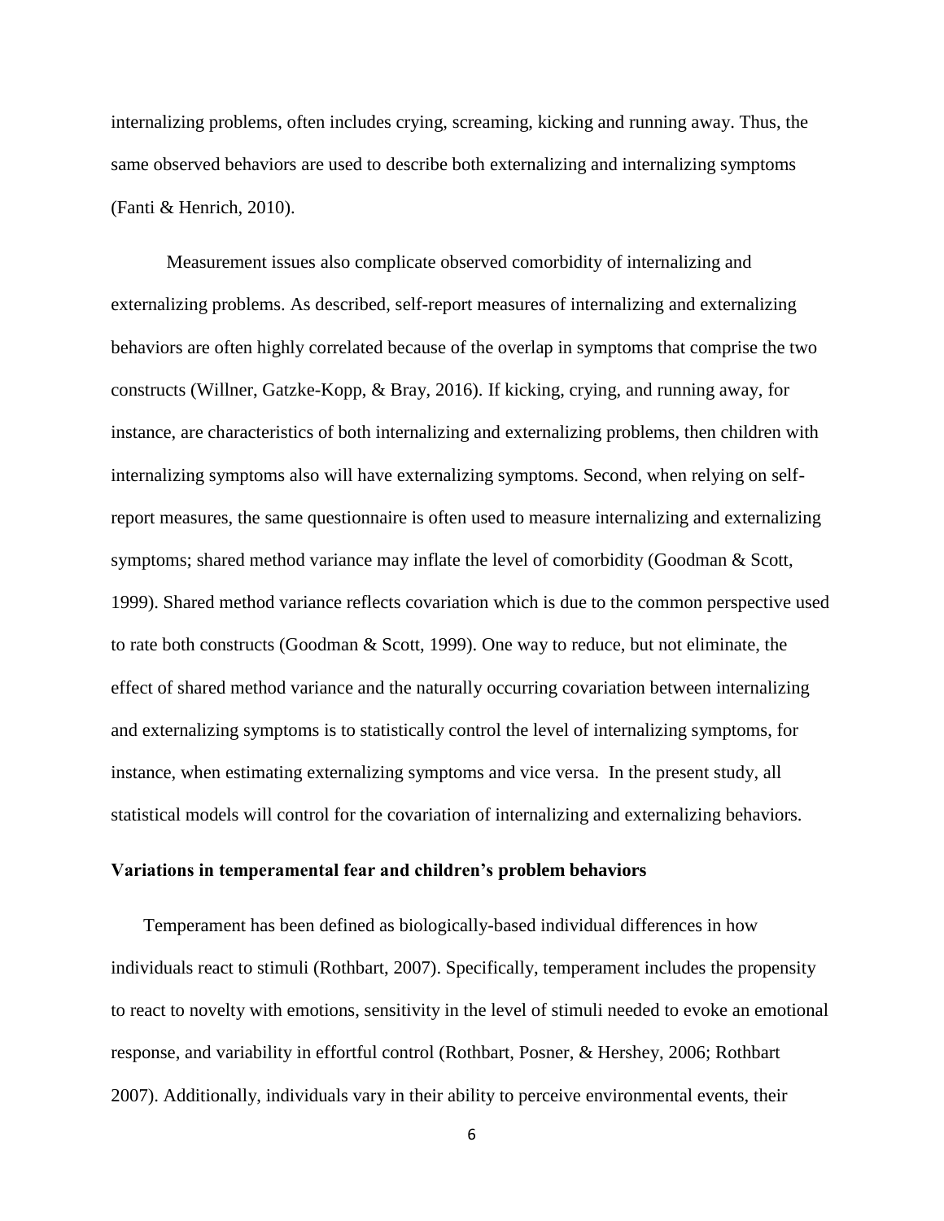internalizing problems, often includes crying, screaming, kicking and running away. Thus, the same observed behaviors are used to describe both externalizing and internalizing symptoms (Fanti & Henrich, 2010).

Measurement issues also complicate observed comorbidity of internalizing and externalizing problems. As described, self-report measures of internalizing and externalizing behaviors are often highly correlated because of the overlap in symptoms that comprise the two constructs (Willner, Gatzke-Kopp, & Bray, 2016). If kicking, crying, and running away, for instance, are characteristics of both internalizing and externalizing problems, then children with internalizing symptoms also will have externalizing symptoms. Second, when relying on self-report measures, the same questionnaire is often used to measure internalizing and externalizing symptoms; shared method variance may inflate the level of comorbidity (Goodman & Scott, 1999). Shared method variance reflects covariation which is due to the common perspective used to rate both constructs (Goodman & Scott, 1999). One way to reduce, but not eliminate, the effect of shared method variance and the naturally occurring covariation between internalizing and externalizing symptoms is to statistically control the level of internalizing symptoms, for instance, when estimating externalizing symptoms and vice versa. In the present study, all statistical models will control for the covariation of internalizing and externalizing behaviors.

**Variations in temperamental fear and children's problem behaviors**

Temperament has been defined as biologically-based individual differences in how individuals react to stimuli (Rothbart, 2007). Specifically, temperament includes the propensity to react to novelty with emotions, sensitivity in the level of stimuli needed to evoke an emotional response, and variability in effortful control (Rothbart, Posner, & Hershey, 2006; Rothbart 2007). Additionally, individuals vary in their ability to perceive environmental events, their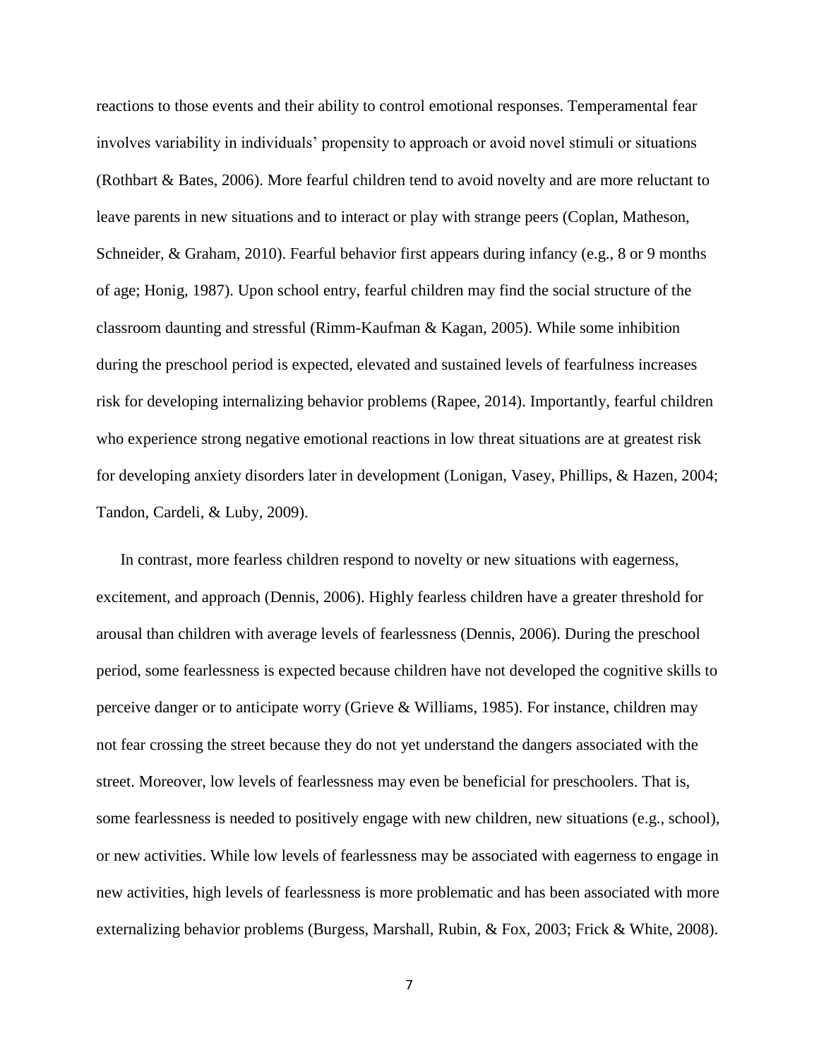reactions to those events and their ability to control emotional responses. Temperamental fear involves variability in individuals' propensity to approach or avoid novel stimuli or situations (Rothbart & Bates, 2006). More fearful children tend to avoid novelty and are more reluctant to leave parents in new situations and to interact or play with strange peers (Coplan, Matheson, Schneider, & Graham, 2010). Fearful behavior first appears during infancy (e.g., 8 or 9 months of age; Honig, 1987). Upon school entry, fearful children may find the social structure of the classroom daunting and stressful (Rimm-Kaufman & Kagan, 2005). While some inhibition during the preschool period is expected, elevated and sustained levels of fearfulness increases risk for developing internalizing behavior problems (Rapee, 2014). Importantly, fearful children who experience strong negative emotional reactions in low threat situations are at greatest risk for developing anxiety disorders later in development (Lonigan, Vasey, Phillips, & Hazen, 2004; Tandon, Cardeli, & Luby, 2009).

In contrast, more fearless children respond to novelty or new situations with eagerness, excitement, and approach (Dennis, 2006). Highly fearless children have a greater threshold for arousal than children with average levels of fearlessness (Dennis, 2006). During the preschool period, some fearlessness is expected because children have not developed the cognitive skills to perceive danger or to anticipate worry (Grieve & Williams, 1985). For instance, children may not fear crossing the street because they do not yet understand the dangers associated with the street. Moreover, low levels of fearlessness may even be beneficial for preschoolers. That is, some fearlessness is needed to positively engage with new children, new situations (e.g., school), or new activities. While low levels of fearlessness may be associated with eagerness to engage in new activities, high levels of fearlessness is more problematic and has been associated with more externalizing behavior problems (Burgess, Marshall, Rubin, & Fox, 2003; Frick & White, 2008).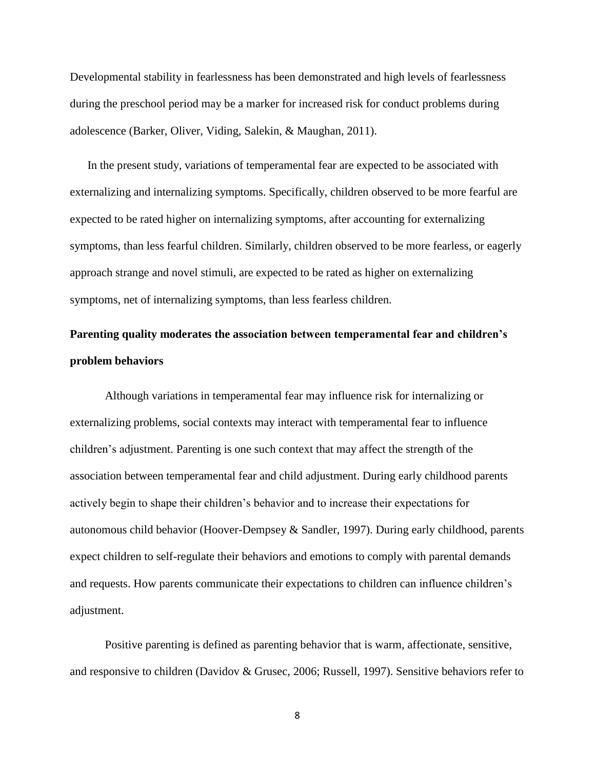Developmental stability in fearlessness has been demonstrated and high levels of fearlessness during the preschool period may be a marker for increased risk for conduct problems during adolescence (Barker, Oliver, Viding, Salekin, & Maughan, 2011).

In the present study, variations of temperamental fear are expected to be associated with externalizing and internalizing symptoms. Specifically, children observed to be more fearful are expected to be rated higher on internalizing symptoms, after accounting for externalizing symptoms, than less fearful children. Similarly, children observed to be more fearless, or eagerly approach strange and novel stimuli, are expected to be rated as higher on externalizing symptoms, net of internalizing symptoms, than less fearless children.

**Parenting quality moderates the association between temperamental fear and children's problem behaviors**

Although variations in temperamental fear may influence risk for internalizing or externalizing problems, social contexts may interact with temperamental fear to influence children's adjustment. Parenting is one such context that may affect the strength of the association between temperamental fear and child adjustment. During early childhood parents actively begin to shape their children's behavior and to increase their expectations for autonomous child behavior (Hoover-Dempsey & Sandler, 1997). During early childhood, parents expect children to self-regulate their behaviors and emotions to comply with parental demands and requests. How parents communicate their expectations to children can influence children's adjustment.

Positive parenting is defined as parenting behavior that is warm, affectionate, sensitive, and responsive to children (Davidov & Grusec, 2006; Russell, 1997). Sensitive behaviors refer to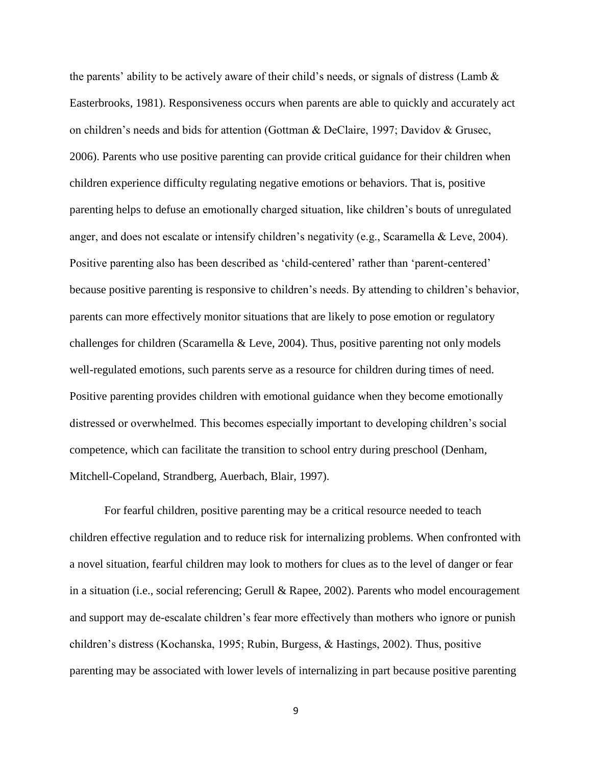the parents' ability to be actively aware of their child's needs, or signals of distress (Lamb & Easterbrooks, 1981). Responsiveness occurs when parents are able to quickly and accurately act on children's needs and bids for attention (Gottman & DeClaire, 1997; Davidov & Grusec, 2006). Parents who use positive parenting can provide critical guidance for their children when children experience difficulty regulating negative emotions or behaviors. That is, positive parenting helps to defuse an emotionally charged situation, like children's bouts of unregulated anger, and does not escalate or intensify children's negativity (e.g., Scaramella & Leve, 2004). Positive parenting also has been described as 'child-centered' rather than 'parent-centered' because positive parenting is responsive to children's needs. By attending to children's behavior, parents can more effectively monitor situations that are likely to pose emotion or regulatory challenges for children (Scaramella & Leve, 2004). Thus, positive parenting not only models well-regulated emotions, such parents serve as a resource for children during times of need. Positive parenting provides children with emotional guidance when they become emotionally distressed or overwhelmed. This becomes especially important to developing children's social competence, which can facilitate the transition to school entry during preschool (Denham, Mitchell-Copeland, Strandberg, Auerbach, Blair, 1997).

For fearful children, positive parenting may be a critical resource needed to teach children effective regulation and to reduce risk for internalizing problems. When confronted with a novel situation, fearful children may look to mothers for clues as to the level of danger or fear in a situation (i.e., social referencing; Gerull & Rapee, 2002). Parents who model encouragement and support may de-escalate children's fear more effectively than mothers who ignore or punish children's distress (Kochanska, 1995; Rubin, Burgess, & Hastings, 2002). Thus, positive parenting may be associated with lower levels of internalizing in part because positive parenting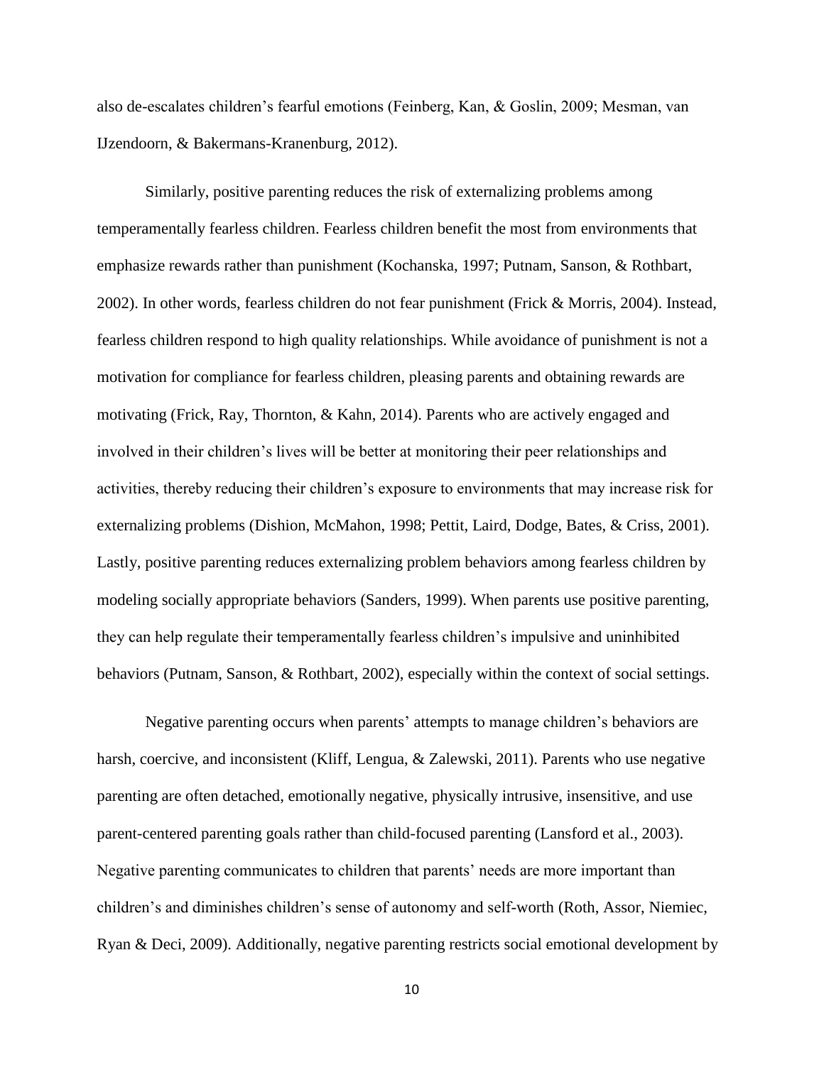also de-escalates children's fearful emotions (Feinberg, Kan, & Goslin, 2009; Mesman, van IJzendoorn, & Bakermans-Kranenburg, 2012).

Similarly, positive parenting reduces the risk of externalizing problems among temperamentally fearless children. Fearless children benefit the most from environments that emphasize rewards rather than punishment (Kochanska, 1997; Putnam, Sanson, & Rothbart, 2002). In other words, fearless children do not fear punishment (Frick & Morris, 2004). Instead, fearless children respond to high quality relationships. While avoidance of punishment is not a motivation for compliance for fearless children, pleasing parents and obtaining rewards are motivating (Frick, Ray, Thornton, & Kahn, 2014). Parents who are actively engaged and involved in their children's lives will be better at monitoring their peer relationships and activities, thereby reducing their children's exposure to environments that may increase risk for externalizing problems (Dishion, McMahon, 1998; Pettit, Laird, Dodge, Bates, & Criss, 2001). Lastly, positive parenting reduces externalizing problem behaviors among fearless children by modeling socially appropriate behaviors (Sanders, 1999). When parents use positive parenting, they can help regulate their temperamentally fearless children's impulsive and uninhibited behaviors (Putnam, Sanson, & Rothbart, 2002), especially within the context of social settings.

Negative parenting occurs when parents' attempts to manage children's behaviors are harsh, coercive, and inconsistent (Kliff, Lengua, & Zalewski, 2011). Parents who use negative parenting are often detached, emotionally negative, physically intrusive, insensitive, and use parent-centered parenting goals rather than child-focused parenting (Lansford et al., 2003). Negative parenting communicates to children that parents' needs are more important than children's and diminishes children's sense of autonomy and self-worth (Roth, Assor, Niemiec, Ryan & Deci, 2009). Additionally, negative parenting restricts social emotional development by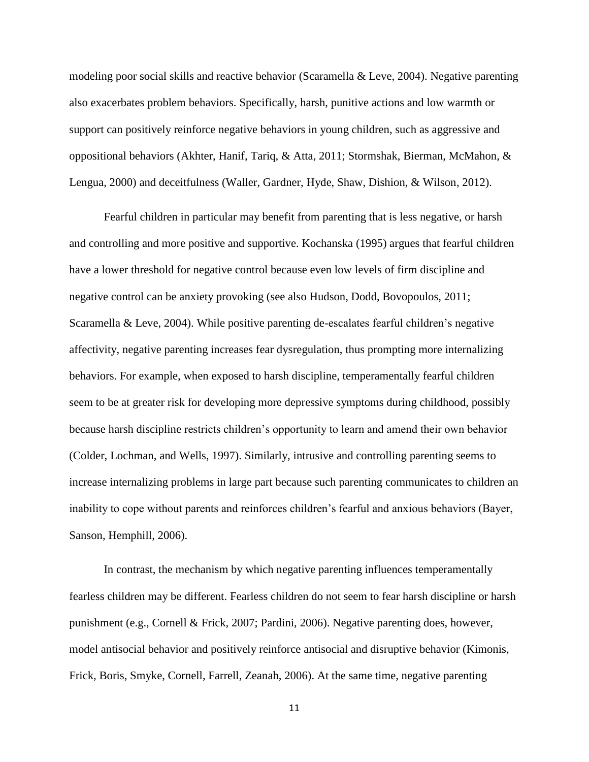modeling poor social skills and reactive behavior (Scaramella & Leve, 2004). Negative parenting also exacerbates problem behaviors. Specifically, harsh, punitive actions and low warmth or support can positively reinforce negative behaviors in young children, such as aggressive and oppositional behaviors (Akhter, Hanif, Tariq, & Atta, 2011; Stormshak, Bierman, McMahon, & Lengua, 2000) and deceitfulness (Waller, Gardner, Hyde, Shaw, Dishion, & Wilson, 2012).

Fearful children in particular may benefit from parenting that is less negative, or harsh and controlling and more positive and supportive. Kochanska (1995) argues that fearful children have a lower threshold for negative control because even low levels of firm discipline and negative control can be anxiety provoking (see also Hudson, Dodd, Bovopoulos, 2011; Scaramella & Leve, 2004). While positive parenting de-escalates fearful children's negative affectivity, negative parenting increases fear dysregulation, thus prompting more internalizing behaviors. For example, when exposed to harsh discipline, temperamentally fearful children seem to be at greater risk for developing more depressive symptoms during childhood, possibly because harsh discipline restricts children's opportunity to learn and amend their own behavior (Colder, Lochman, and Wells, 1997). Similarly, intrusive and controlling parenting seems to increase internalizing problems in large part because such parenting communicates to children an inability to cope without parents and reinforces children's fearful and anxious behaviors (Bayer, Sanson, Hemphill, 2006).

In contrast, the mechanism by which negative parenting influences temperamentally fearless children may be different. Fearless children do not seem to fear harsh discipline or harsh punishment (e.g., Cornell & Frick, 2007; Pardini, 2006). Negative parenting does, however, model antisocial behavior and positively reinforce antisocial and disruptive behavior (Kimonis, Frick, Boris, Smyke, Cornell, Farrell, Zeanah, 2006). At the same time, negative parenting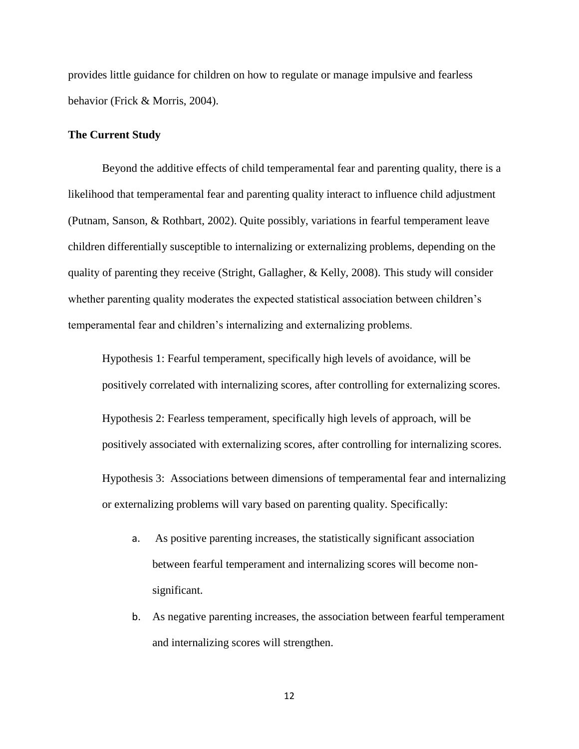provides little guidance for children on how to regulate or manage impulsive and fearless behavior (Frick & Morris, 2004).

### The Current Study

Beyond the additive effects of child temperamental fear and parenting quality, there is a likelihood that temperamental fear and parenting quality interact to influence child adjustment (Putnam, Sanson, & Rothbart, 2002). Quite possibly, variations in fearful temperament leave children differentially susceptible to internalizing or externalizing problems, depending on the quality of parenting they receive (Stright, Gallagher, & Kelly, 2008). This study will consider whether parenting quality moderates the expected statistical association between children's temperamental fear and children's internalizing and externalizing problems.

Hypothesis 1: Fearful temperament, specifically high levels of avoidance, will be positively correlated with internalizing scores, after controlling for externalizing scores.

Hypothesis 2: Fearless temperament, specifically high levels of approach, will be positively associated with externalizing scores, after controlling for internalizing scores.

Hypothesis 3: Associations between dimensions of temperamental fear and internalizing or externalizing problems will vary based on parenting quality. Specifically:

a. As positive parenting increases, the statistically significant association between fearful temperament and internalizing scores will become non-significant.

b. As negative parenting increases, the association between fearful temperament and internalizing scores will strengthen.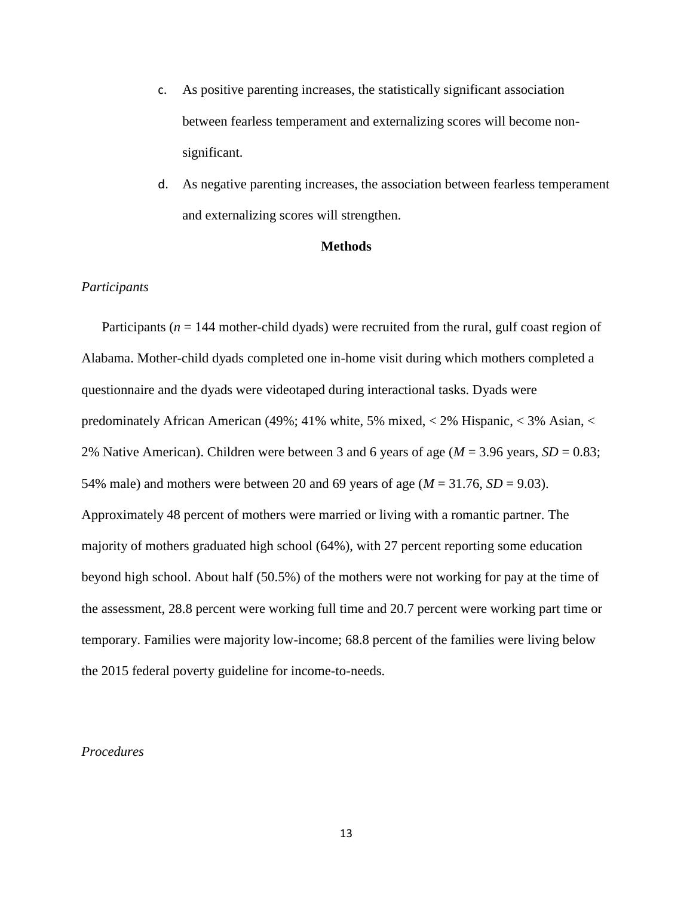c. As positive parenting increases, the statistically significant association between fearless temperament and externalizing scores will become non-significant.

d. As negative parenting increases, the association between fearless temperament and externalizing scores will strengthen.

## Methods

### *Participants*

Participants (*n* = 144 mother-child dyads) were recruited from the rural, gulf coast region of Alabama. Mother-child dyads completed one in-home visit during which mothers completed a questionnaire and the dyads were videotaped during interactional tasks. Dyads were predominately African American (49%; 41% white, 5% mixed, < 2% Hispanic, < 3% Asian, < 2% Native American). Children were between 3 and 6 years of age (*M* = 3.96 years, *SD* = 0.83; 54% male) and mothers were between 20 and 69 years of age (*M* = 31.76, *SD* = 9.03). Approximately 48 percent of mothers were married or living with a romantic partner. The majority of mothers graduated high school (64%), with 27 percent reporting some education beyond high school. About half (50.5%) of the mothers were not working for pay at the time of the assessment, 28.8 percent were working full time and 20.7 percent were working part time or temporary. Families were majority low-income; 68.8 percent of the families were living below the 2015 federal poverty guideline for income-to-needs.

### *Procedures*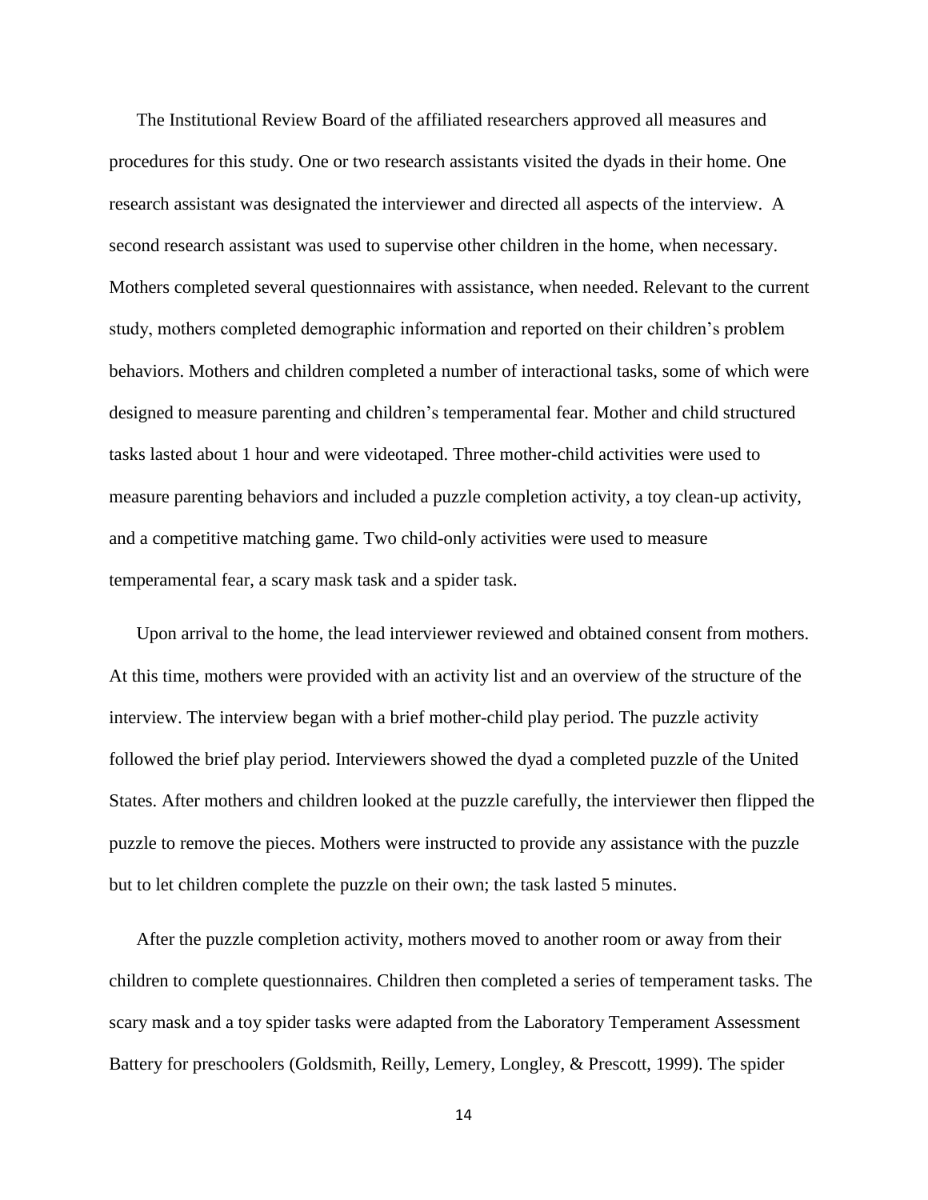The Institutional Review Board of the affiliated researchers approved all measures and procedures for this study. One or two research assistants visited the dyads in their home. One research assistant was designated the interviewer and directed all aspects of the interview. A second research assistant was used to supervise other children in the home, when necessary. Mothers completed several questionnaires with assistance, when needed. Relevant to the current study, mothers completed demographic information and reported on their children's problem behaviors. Mothers and children completed a number of interactional tasks, some of which were designed to measure parenting and children's temperamental fear. Mother and child structured tasks lasted about 1 hour and were videotaped. Three mother-child activities were used to measure parenting behaviors and included a puzzle completion activity, a toy clean-up activity, and a competitive matching game. Two child-only activities were used to measure temperamental fear, a scary mask task and a spider task.

Upon arrival to the home, the lead interviewer reviewed and obtained consent from mothers. At this time, mothers were provided with an activity list and an overview of the structure of the interview. The interview began with a brief mother-child play period. The puzzle activity followed the brief play period. Interviewers showed the dyad a completed puzzle of the United States. After mothers and children looked at the puzzle carefully, the interviewer then flipped the puzzle to remove the pieces. Mothers were instructed to provide any assistance with the puzzle but to let children complete the puzzle on their own; the task lasted 5 minutes.

After the puzzle completion activity, mothers moved to another room or away from their children to complete questionnaires. Children then completed a series of temperament tasks. The scary mask and a toy spider tasks were adapted from the Laboratory Temperament Assessment Battery for preschoolers (Goldsmith, Reilly, Lemery, Longley, & Prescott, 1999). The spider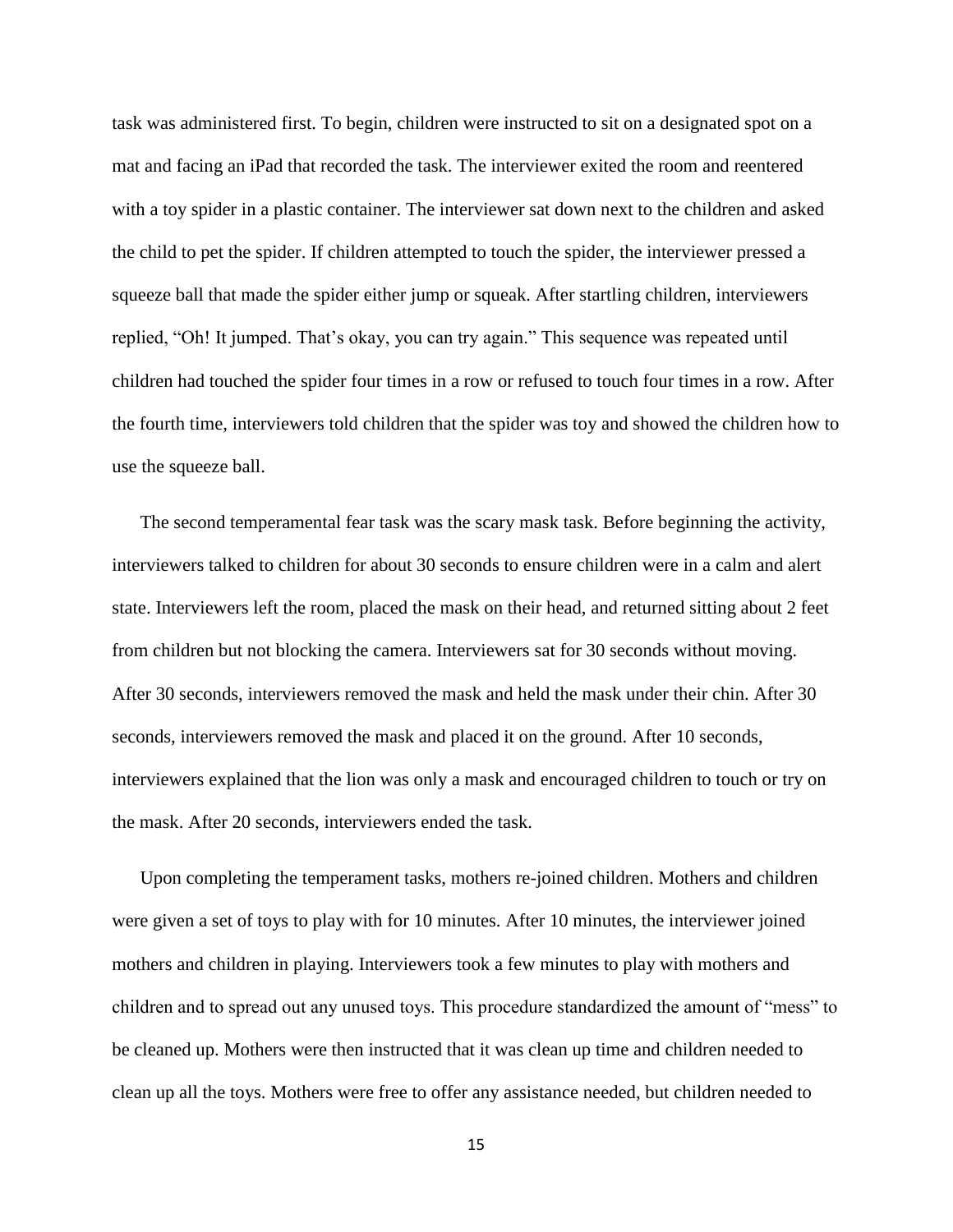task was administered first. To begin, children were instructed to sit on a designated spot on a mat and facing an iPad that recorded the task. The interviewer exited the room and reentered with a toy spider in a plastic container. The interviewer sat down next to the children and asked the child to pet the spider. If children attempted to touch the spider, the interviewer pressed a squeeze ball that made the spider either jump or squeak. After startling children, interviewers replied, "Oh! It jumped. That's okay, you can try again." This sequence was repeated until children had touched the spider four times in a row or refused to touch four times in a row. After the fourth time, interviewers told children that the spider was toy and showed the children how to use the squeeze ball.

The second temperamental fear task was the scary mask task. Before beginning the activity, interviewers talked to children for about 30 seconds to ensure children were in a calm and alert state. Interviewers left the room, placed the mask on their head, and returned sitting about 2 feet from children but not blocking the camera. Interviewers sat for 30 seconds without moving. After 30 seconds, interviewers removed the mask and held the mask under their chin. After 30 seconds, interviewers removed the mask and placed it on the ground. After 10 seconds, interviewers explained that the lion was only a mask and encouraged children to touch or try on the mask. After 20 seconds, interviewers ended the task.

Upon completing the temperament tasks, mothers re-joined children. Mothers and children were given a set of toys to play with for 10 minutes. After 10 minutes, the interviewer joined mothers and children in playing. Interviewers took a few minutes to play with mothers and children and to spread out any unused toys. This procedure standardized the amount of "mess" to be cleaned up. Mothers were then instructed that it was clean up time and children needed to clean up all the toys. Mothers were free to offer any assistance needed, but children needed to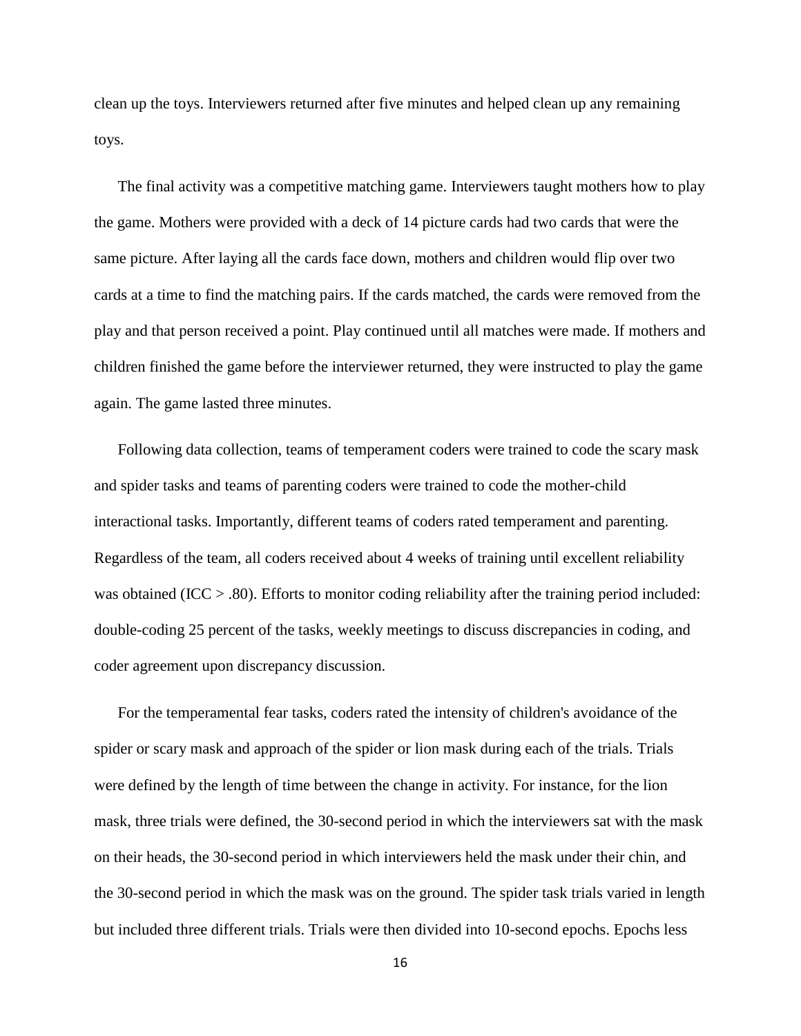clean up the toys. Interviewers returned after five minutes and helped clean up any remaining toys.

The final activity was a competitive matching game. Interviewers taught mothers how to play the game. Mothers were provided with a deck of 14 picture cards had two cards that were the same picture. After laying all the cards face down, mothers and children would flip over two cards at a time to find the matching pairs. If the cards matched, the cards were removed from the play and that person received a point. Play continued until all matches were made. If mothers and children finished the game before the interviewer returned, they were instructed to play the game again. The game lasted three minutes.

Following data collection, teams of temperament coders were trained to code the scary mask and spider tasks and teams of parenting coders were trained to code the mother-child interactional tasks. Importantly, different teams of coders rated temperament and parenting. Regardless of the team, all coders received about 4 weeks of training until excellent reliability was obtained (ICC > .80). Efforts to monitor coding reliability after the training period included: double-coding 25 percent of the tasks, weekly meetings to discuss discrepancies in coding, and coder agreement upon discrepancy discussion.

For the temperamental fear tasks, coders rated the intensity of children's avoidance of the spider or scary mask and approach of the spider or lion mask during each of the trials. Trials were defined by the length of time between the change in activity. For instance, for the lion mask, three trials were defined, the 30-second period in which the interviewers sat with the mask on their heads, the 30-second period in which interviewers held the mask under their chin, and the 30-second period in which the mask was on the ground. The spider task trials varied in length but included three different trials. Trials were then divided into 10-second epochs. Epochs less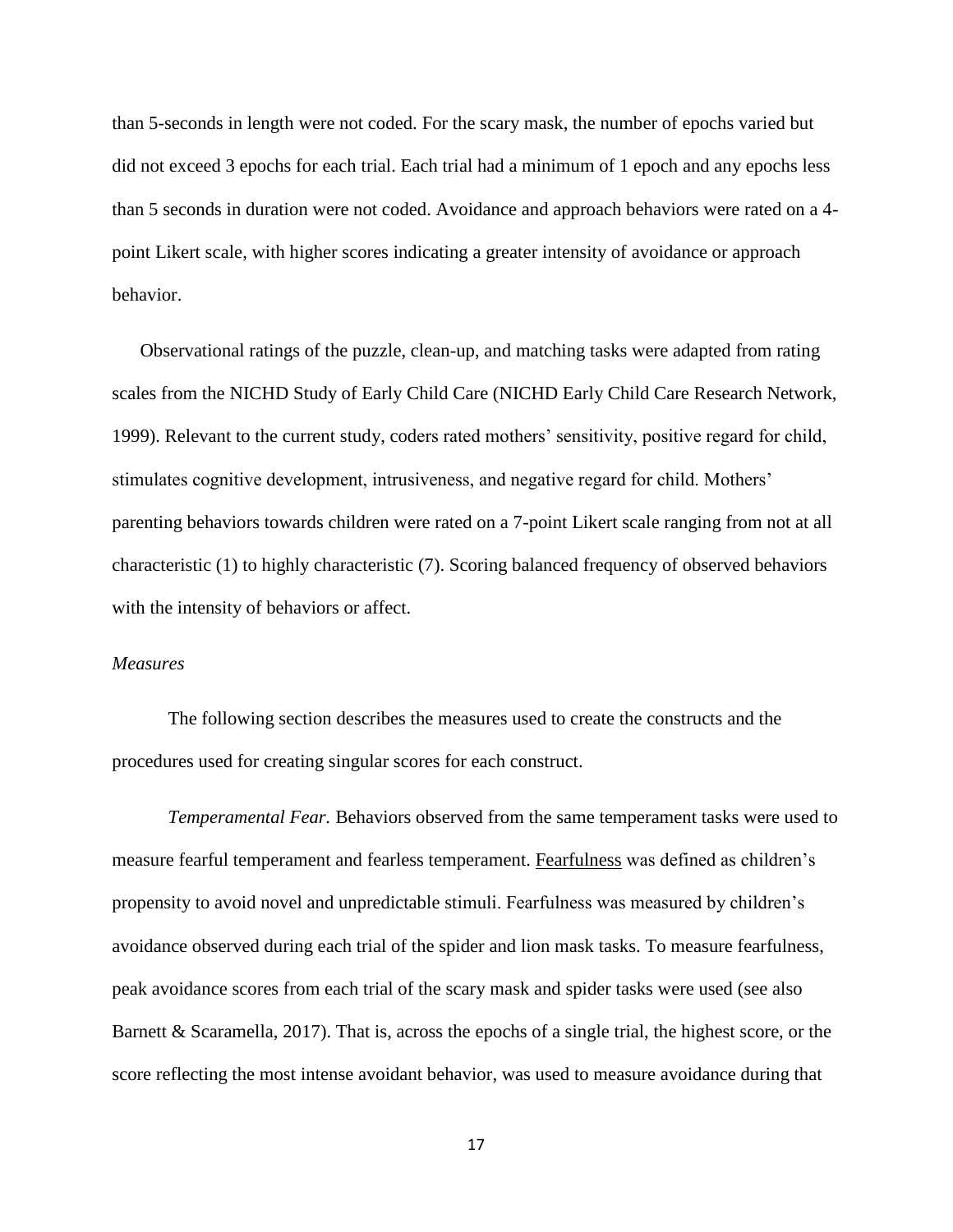than 5-seconds in length were not coded. For the scary mask, the number of epochs varied but did not exceed 3 epochs for each trial. Each trial had a minimum of 1 epoch and any epochs less than 5 seconds in duration were not coded. Avoidance and approach behaviors were rated on a 4-point Likert scale, with higher scores indicating a greater intensity of avoidance or approach behavior.

Observational ratings of the puzzle, clean-up, and matching tasks were adapted from rating scales from the NICHD Study of Early Child Care (NICHD Early Child Care Research Network, 1999). Relevant to the current study, coders rated mothers' sensitivity, positive regard for child, stimulates cognitive development, intrusiveness, and negative regard for child. Mothers' parenting behaviors towards children were rated on a 7-point Likert scale ranging from not at all characteristic (1) to highly characteristic (7). Scoring balanced frequency of observed behaviors with the intensity of behaviors or affect.

*Measures*

The following section describes the measures used to create the constructs and the procedures used for creating singular scores for each construct.

*Temperamental Fear.* Behaviors observed from the same temperament tasks were used to measure fearful temperament and fearless temperament. <u>Fearfulness</u> was defined as children's propensity to avoid novel and unpredictable stimuli. Fearfulness was measured by children's avoidance observed during each trial of the spider and lion mask tasks. To measure fearfulness, peak avoidance scores from each trial of the scary mask and spider tasks were used (see also Barnett & Scaramella, 2017). That is, across the epochs of a single trial, the highest score, or the score reflecting the most intense avoidant behavior, was used to measure avoidance during that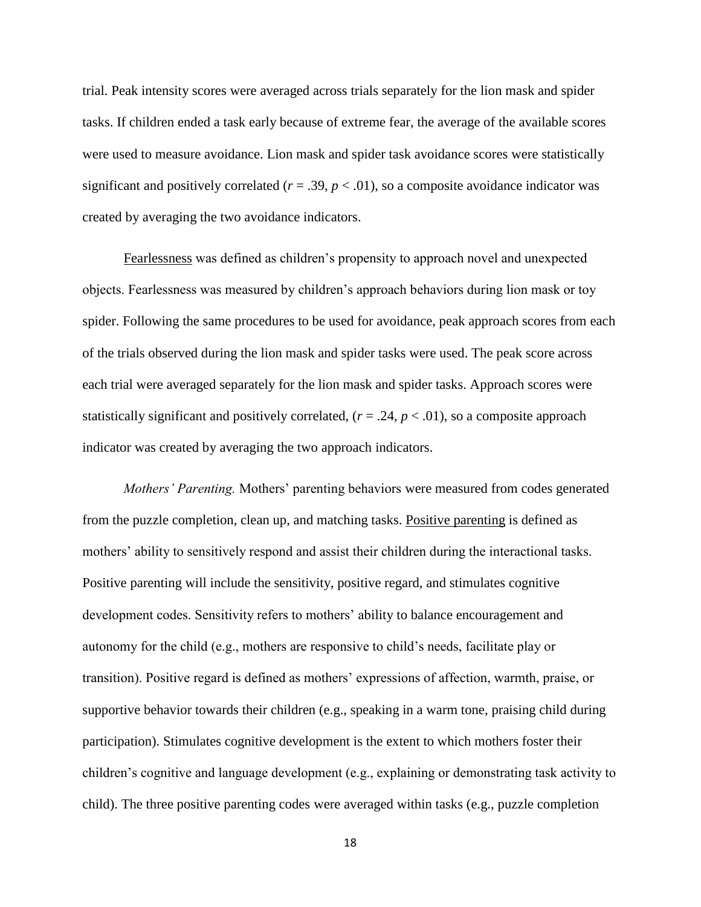trial. Peak intensity scores were averaged across trials separately for the lion mask and spider tasks. If children ended a task early because of extreme fear, the average of the available scores were used to measure avoidance. Lion mask and spider task avoidance scores were statistically significant and positively correlated ($r = .39$, $p < .01$), so a composite avoidance indicator was created by averaging the two avoidance indicators.

Fearlessness was defined as children's propensity to approach novel and unexpected objects. Fearlessness was measured by children's approach behaviors during lion mask or toy spider. Following the same procedures to be used for avoidance, peak approach scores from each of the trials observed during the lion mask and spider tasks were used. The peak score across each trial were averaged separately for the lion mask and spider tasks. Approach scores were statistically significant and positively correlated, ($r = .24$, $p < .01$), so a composite approach indicator was created by averaging the two approach indicators.

*Mothers' Parenting.* Mothers' parenting behaviors were measured from codes generated from the puzzle completion, clean up, and matching tasks. Positive parenting is defined as mothers' ability to sensitively respond and assist their children during the interactional tasks. Positive parenting will include the sensitivity, positive regard, and stimulates cognitive development codes. Sensitivity refers to mothers' ability to balance encouragement and autonomy for the child (e.g., mothers are responsive to child's needs, facilitate play or transition). Positive regard is defined as mothers' expressions of affection, warmth, praise, or supportive behavior towards their children (e.g., speaking in a warm tone, praising child during participation). Stimulates cognitive development is the extent to which mothers foster their children's cognitive and language development (e.g., explaining or demonstrating task activity to child). The three positive parenting codes were averaged within tasks (e.g., puzzle completion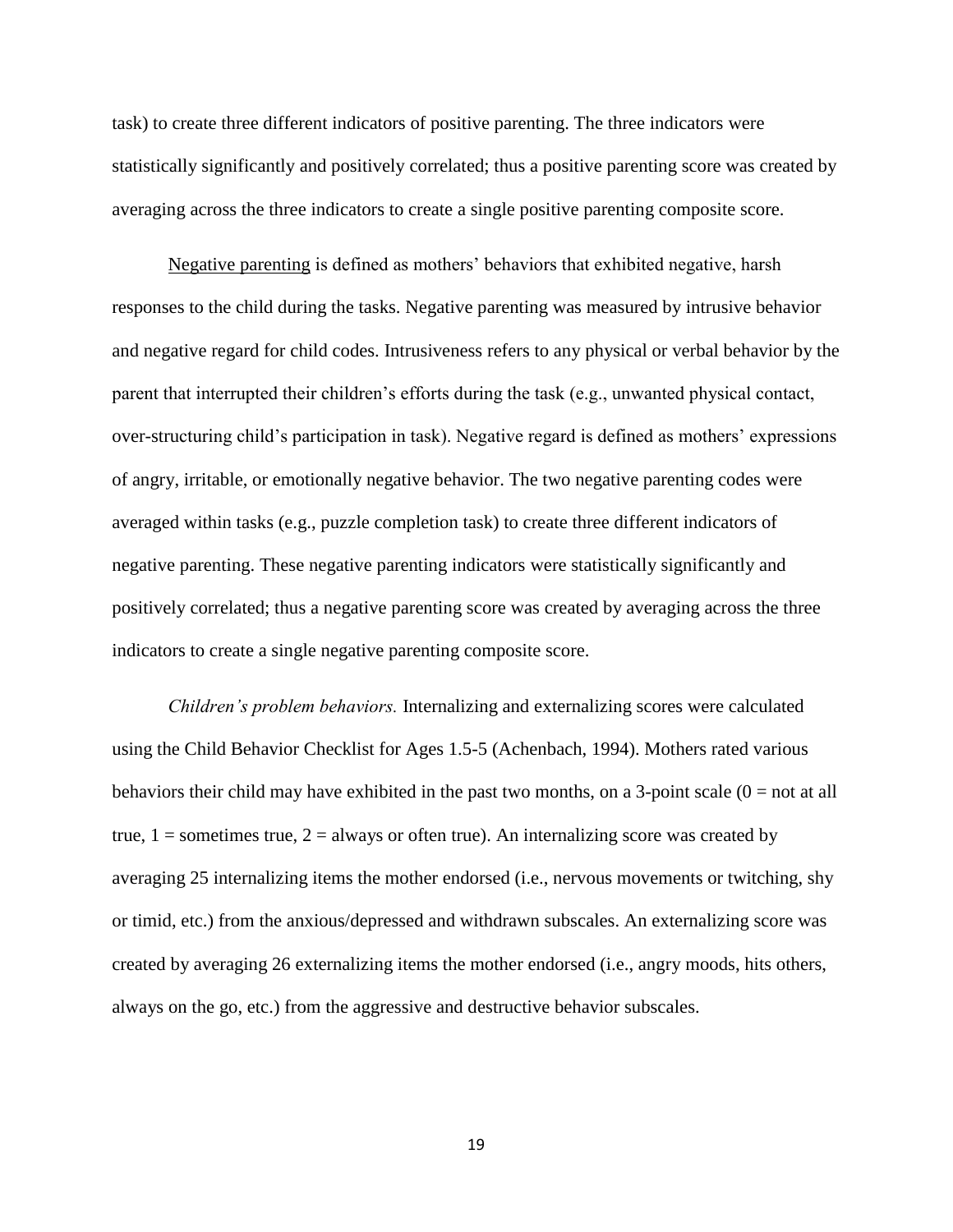task) to create three different indicators of positive parenting. The three indicators were statistically significantly and positively correlated; thus a positive parenting score was created by averaging across the three indicators to create a single positive parenting composite score.

Negative parenting is defined as mothers' behaviors that exhibited negative, harsh responses to the child during the tasks. Negative parenting was measured by intrusive behavior and negative regard for child codes. Intrusiveness refers to any physical or verbal behavior by the parent that interrupted their children's efforts during the task (e.g., unwanted physical contact, over-structuring child's participation in task). Negative regard is defined as mothers' expressions of angry, irritable, or emotionally negative behavior. The two negative parenting codes were averaged within tasks (e.g., puzzle completion task) to create three different indicators of negative parenting. These negative parenting indicators were statistically significantly and positively correlated; thus a negative parenting score was created by averaging across the three indicators to create a single negative parenting composite score.

*Children's problem behaviors.* Internalizing and externalizing scores were calculated using the Child Behavior Checklist for Ages 1.5-5 (Achenbach, 1994). Mothers rated various behaviors their child may have exhibited in the past two months, on a 3-point scale (0 = not at all true, 1 = sometimes true, 2 = always or often true). An internalizing score was created by averaging 25 internalizing items the mother endorsed (i.e., nervous movements or twitching, shy or timid, etc.) from the anxious/depressed and withdrawn subscales. An externalizing score was created by averaging 26 externalizing items the mother endorsed (i.e., angry moods, hits others, always on the go, etc.) from the aggressive and destructive behavior subscales.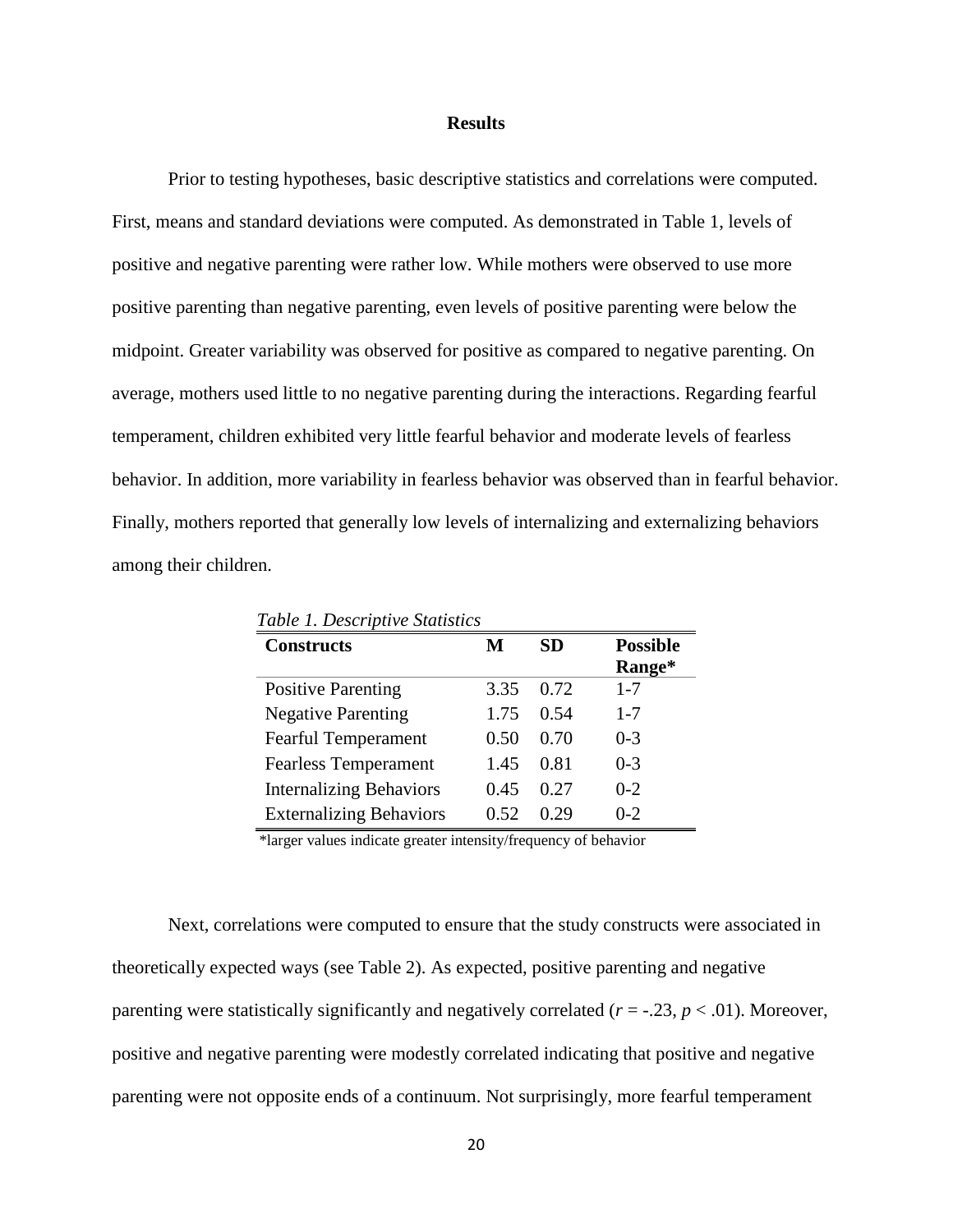## Results

Prior to testing hypotheses, basic descriptive statistics and correlations were computed. First, means and standard deviations were computed. As demonstrated in Table 1, levels of positive and negative parenting were rather low. While mothers were observed to use more positive parenting than negative parenting, even levels of positive parenting were below the midpoint. Greater variability was observed for positive as compared to negative parenting. On average, mothers used little to no negative parenting during the interactions. Regarding fearful temperament, children exhibited very little fearful behavior and moderate levels of fearless behavior. In addition, more variability in fearless behavior was observed than in fearful behavior. Finally, mothers reported that generally low levels of internalizing and externalizing behaviors among their children.

*Table 1. Descriptive Statistics*

| Constructs | M | SD | Possible Range* |
|---|---|---|---|
| Positive Parenting | 3.35 | 0.72 | 1-7 |
| Negative Parenting | 1.75 | 0.54 | 1-7 |
| Fearful Temperament | 0.50 | 0.70 | 0-3 |
| Fearless Temperament | 1.45 | 0.81 | 0-3 |
| Internalizing Behaviors | 0.45 | 0.27 | 0-2 |
| Externalizing Behaviors | 0.52 | 0.29 | 0-2 |

*larger values indicate greater intensity/frequency of behavior

Next, correlations were computed to ensure that the study constructs were associated in theoretically expected ways (see Table 2). As expected, positive parenting and negative parenting were statistically significantly and negatively correlated ($r$ = -.23, $p$ < .01). Moreover, positive and negative parenting were modestly correlated indicating that positive and negative parenting were not opposite ends of a continuum. Not surprisingly, more fearful temperament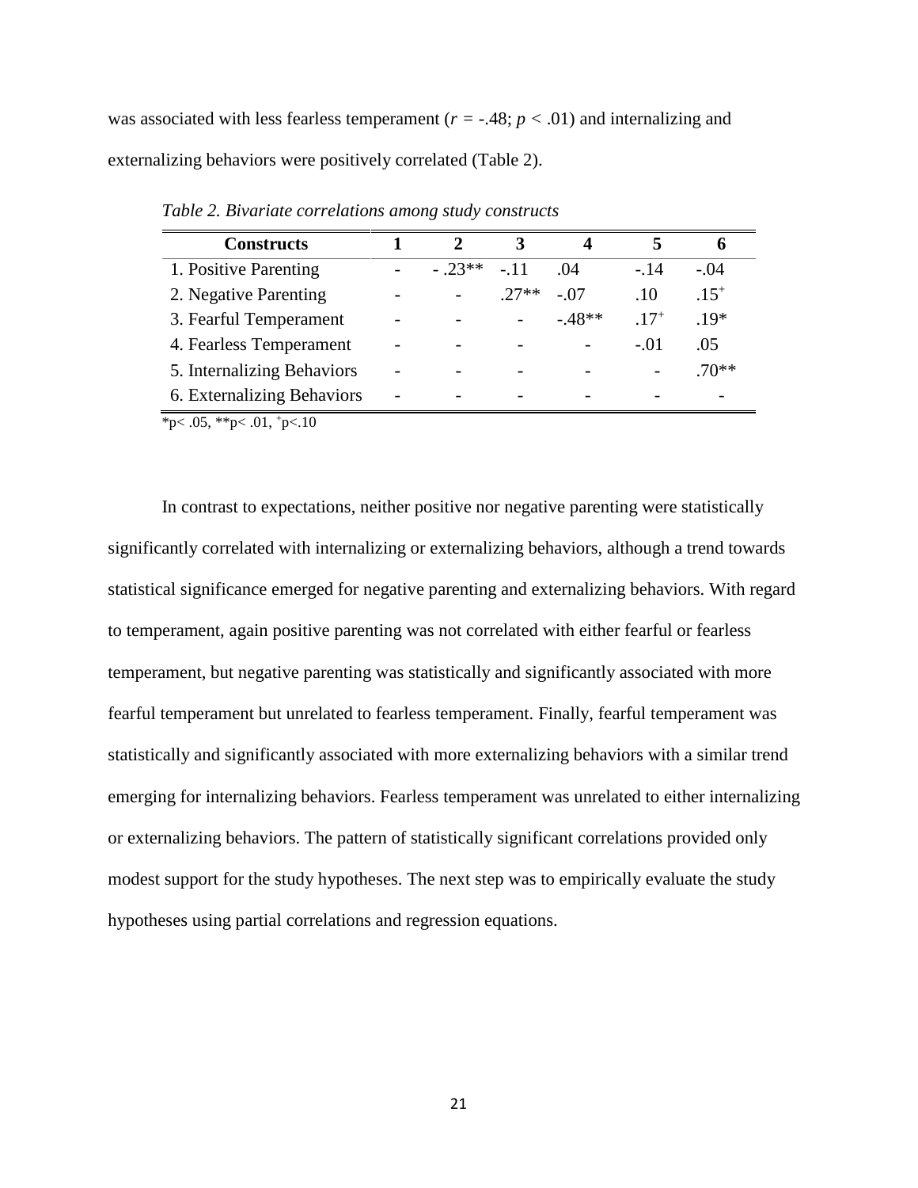was associated with less fearless temperament ($r$ = -.48; $p$ < .01) and internalizing and externalizing behaviors were positively correlated (Table 2).

*Table 2. Bivariate correlations among study constructs*

| Constructs | 1 | 2 | 3 | 4 | 5 | 6 |
|---|---|---|---|---|---|---|
| 1. Positive Parenting | - | - .23** | -.11 | .04 | -.14 | -.04 |
| 2. Negative Parenting | - | - | .27** | -.07 | .10 | .15$^{+}$ |
| 3. Fearful Temperament | - | - | - | -.48** | .17$^{+}$ | .19* |
| 4. Fearless Temperament | - | - | - | - | -.01 | .05 |
| 5. Internalizing Behaviors | - | - | - | - | - | .70** |
| 6. Externalizing Behaviors | - | - | - | - | - | - |

*p< .05, **p< .01, $^{+}$p<.10

In contrast to expectations, neither positive nor negative parenting were statistically significantly correlated with internalizing or externalizing behaviors, although a trend towards statistical significance emerged for negative parenting and externalizing behaviors. With regard to temperament, again positive parenting was not correlated with either fearful or fearless temperament, but negative parenting was statistically and significantly associated with more fearful temperament but unrelated to fearless temperament. Finally, fearful temperament was statistically and significantly associated with more externalizing behaviors with a similar trend emerging for internalizing behaviors. Fearless temperament was unrelated to either internalizing or externalizing behaviors. The pattern of statistically significant correlations provided only modest support for the study hypotheses. The next step was to empirically evaluate the study hypotheses using partial correlations and regression equations.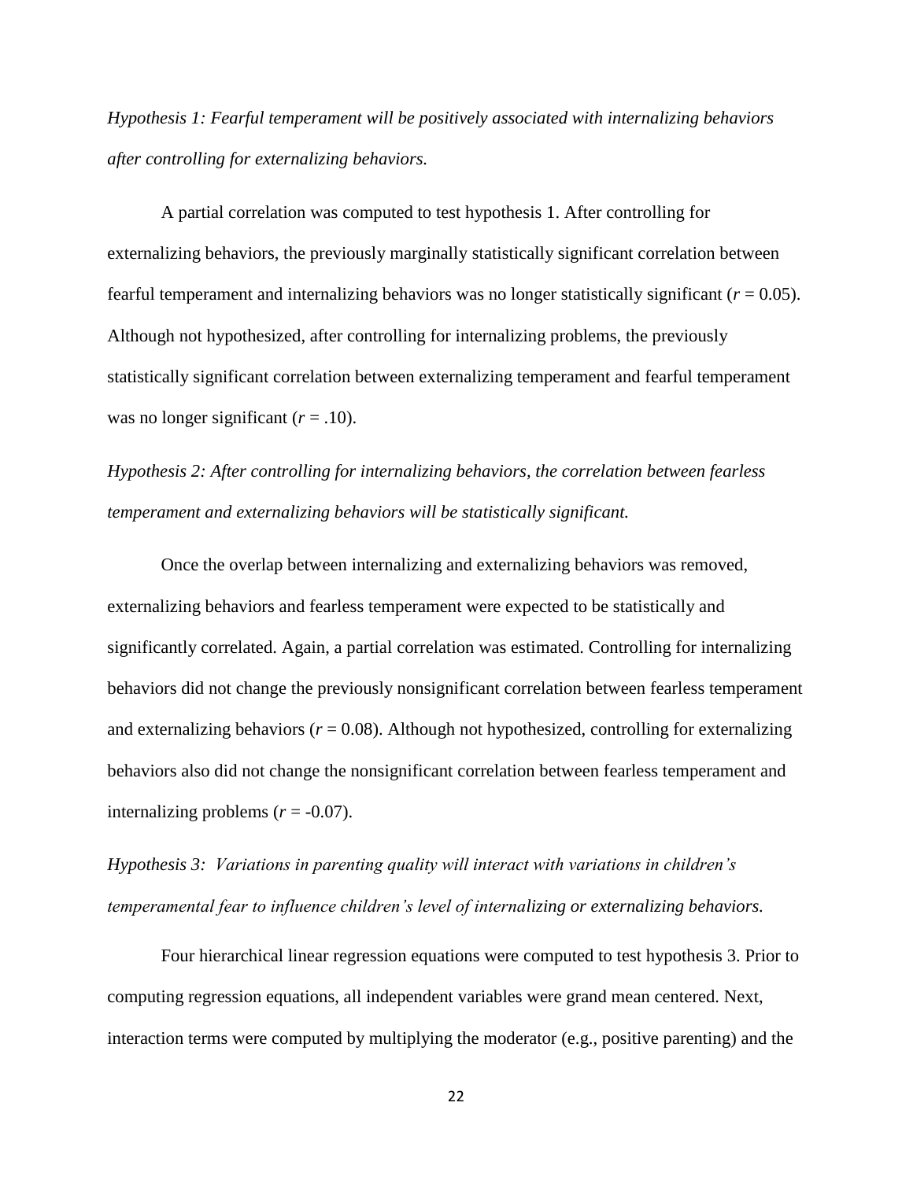*Hypothesis 1: Fearful temperament will be positively associated with internalizing behaviors after controlling for externalizing behaviors.*

A partial correlation was computed to test hypothesis 1. After controlling for externalizing behaviors, the previously marginally statistically significant correlation between fearful temperament and internalizing behaviors was no longer statistically significant ($r = 0.05$). Although not hypothesized, after controlling for internalizing problems, the previously statistically significant correlation between externalizing temperament and fearful temperament was no longer significant ($r = .10$).

*Hypothesis 2: After controlling for internalizing behaviors, the correlation between fearless temperament and externalizing behaviors will be statistically significant.*

Once the overlap between internalizing and externalizing behaviors was removed, externalizing behaviors and fearless temperament were expected to be statistically and significantly correlated. Again, a partial correlation was estimated. Controlling for internalizing behaviors did not change the previously nonsignificant correlation between fearless temperament and externalizing behaviors ($r = 0.08$). Although not hypothesized, controlling for externalizing behaviors also did not change the nonsignificant correlation between fearless temperament and internalizing problems ($r = -0.07$).

*Hypothesis 3: Variations in parenting quality will interact with variations in children's temperamental fear to influence children's level of internalizing or externalizing behaviors.*

Four hierarchical linear regression equations were computed to test hypothesis 3. Prior to computing regression equations, all independent variables were grand mean centered. Next, interaction terms were computed by multiplying the moderator (e.g., positive parenting) and the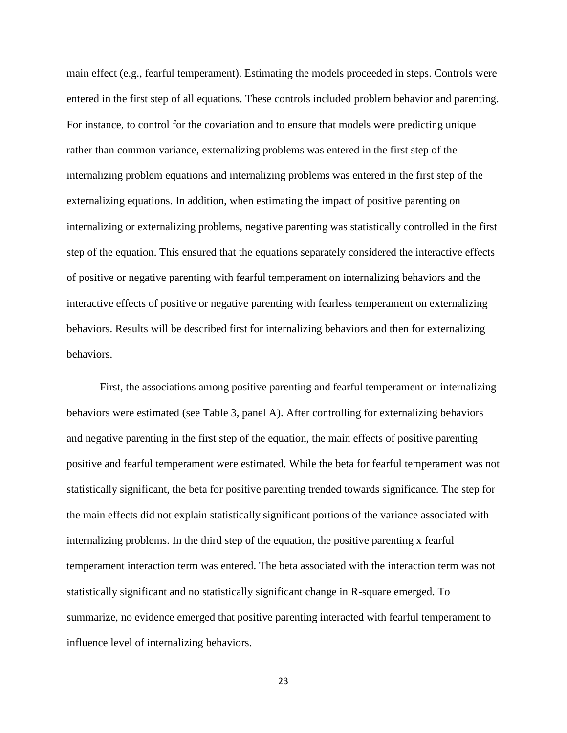main effect (e.g., fearful temperament). Estimating the models proceeded in steps. Controls were entered in the first step of all equations. These controls included problem behavior and parenting. For instance, to control for the covariation and to ensure that models were predicting unique rather than common variance, externalizing problems was entered in the first step of the internalizing problem equations and internalizing problems was entered in the first step of the externalizing equations. In addition, when estimating the impact of positive parenting on internalizing or externalizing problems, negative parenting was statistically controlled in the first step of the equation. This ensured that the equations separately considered the interactive effects of positive or negative parenting with fearful temperament on internalizing behaviors and the interactive effects of positive or negative parenting with fearless temperament on externalizing behaviors. Results will be described first for internalizing behaviors and then for externalizing behaviors.

First, the associations among positive parenting and fearful temperament on internalizing behaviors were estimated (see Table 3, panel A). After controlling for externalizing behaviors and negative parenting in the first step of the equation, the main effects of positive parenting positive and fearful temperament were estimated. While the beta for fearful temperament was not statistically significant, the beta for positive parenting trended towards significance. The step for the main effects did not explain statistically significant portions of the variance associated with internalizing problems. In the third step of the equation, the positive parenting x fearful temperament interaction term was entered. The beta associated with the interaction term was not statistically significant and no statistically significant change in R-square emerged. To summarize, no evidence emerged that positive parenting interacted with fearful temperament to influence level of internalizing behaviors.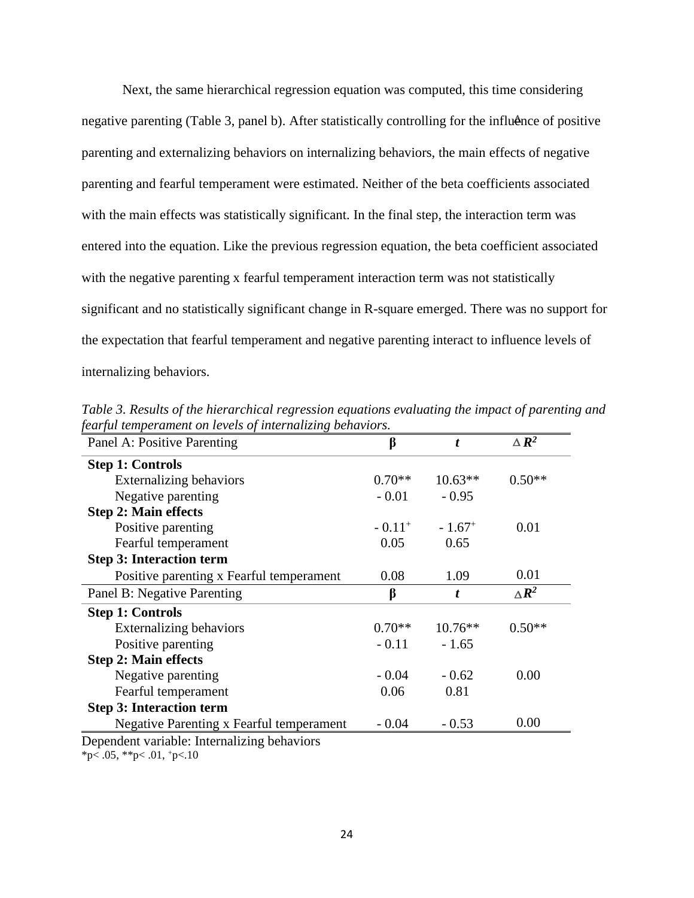Next, the same hierarchical regression equation was computed, this time considering negative parenting (Table 3, panel b). After statistically controlling for the influence of positive parenting and externalizing behaviors on internalizing behaviors, the main effects of negative parenting and fearful temperament were estimated. Neither of the beta coefficients associated with the main effects was statistically significant. In the final step, the interaction term was entered into the equation. Like the previous regression equation, the beta coefficient associated with the negative parenting x fearful temperament interaction term was not statistically significant and no statistically significant change in R-square emerged. There was no support for the expectation that fearful temperament and negative parenting interact to influence levels of internalizing behaviors.

*Table 3. Results of the hierarchical regression equations evaluating the impact of parenting and fearful temperament on levels of internalizing behaviors.*

| Panel A: Positive Parenting | β | *t* | $\Delta R^2$ |
|---|---|---|---|
| **Step 1: Controls** | | | |
| Externalizing behaviors | 0.70** | 10.63** | 0.50** |
| Negative parenting | - 0.01 | - 0.95 | |
| **Step 2: Main effects** | | | |
| Positive parenting | - 0.11⁺ | - 1.67⁺ | 0.01 |
| Fearful temperament | 0.05 | 0.65 | |
| **Step 3: Interaction term** | | | |
| Positive parenting x Fearful temperament | 0.08 | 1.09 | 0.01 |
| **Panel B: Negative Parenting** | **β** | ***t*** | $\Delta R^2$ |
| **Step 1: Controls** | | | |
| Externalizing behaviors | 0.70** | 10.76** | 0.50** |
| Positive parenting | - 0.11 | - 1.65 | |
| **Step 2: Main effects** | | | |
| Negative parenting | - 0.04 | - 0.62 | 0.00 |
| Fearful temperament | 0.06 | 0.81 | |
| **Step 3: Interaction term** | | | |
| Negative Parenting x Fearful temperament | - 0.04 | - 0.53 | 0.00 |

Dependent variable: Internalizing behaviors

*p< .05, **p< .01, ⁺p<.10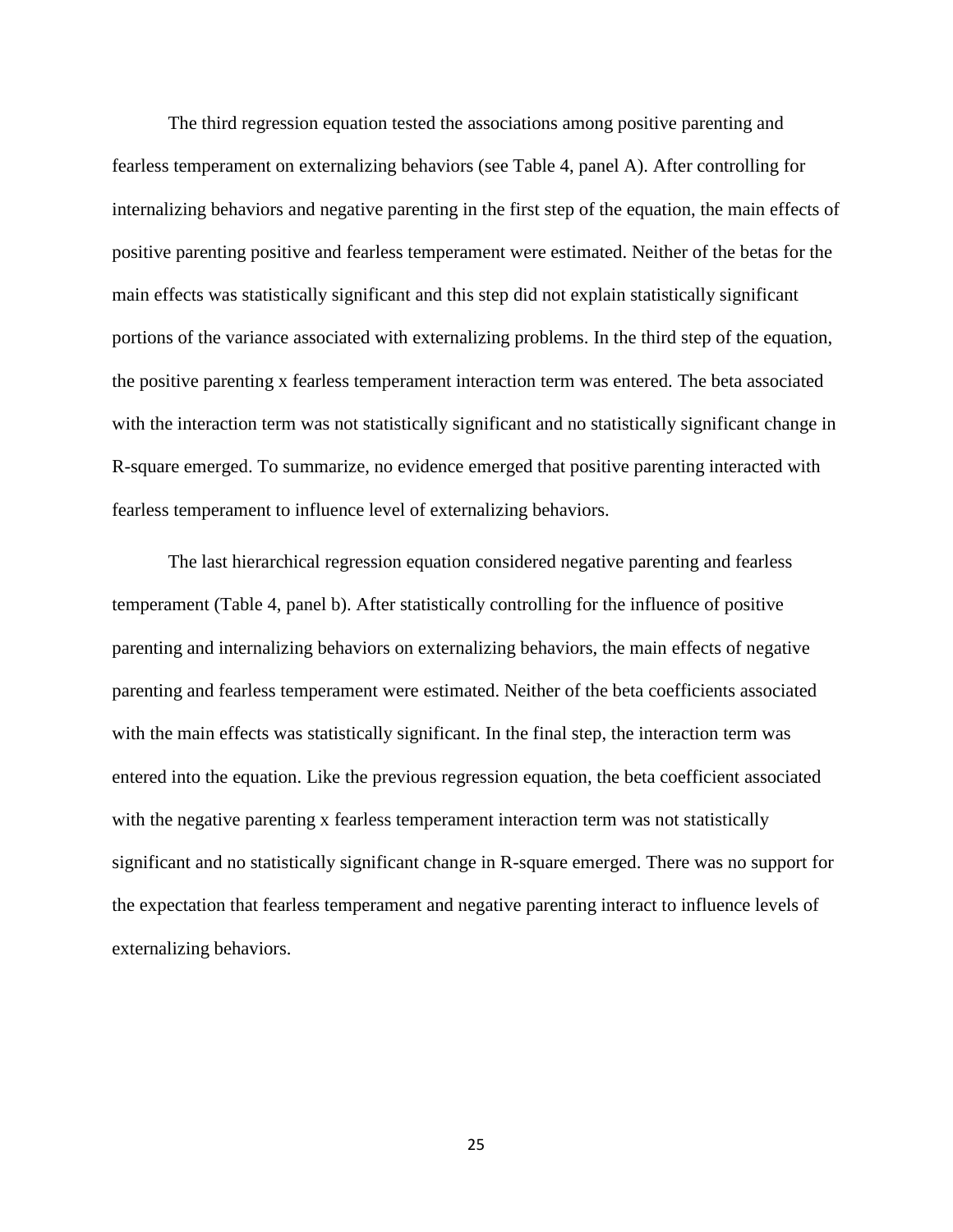The third regression equation tested the associations among positive parenting and fearless temperament on externalizing behaviors (see Table 4, panel A). After controlling for internalizing behaviors and negative parenting in the first step of the equation, the main effects of positive parenting positive and fearless temperament were estimated. Neither of the betas for the main effects was statistically significant and this step did not explain statistically significant portions of the variance associated with externalizing problems. In the third step of the equation, the positive parenting x fearless temperament interaction term was entered. The beta associated with the interaction term was not statistically significant and no statistically significant change in R-square emerged. To summarize, no evidence emerged that positive parenting interacted with fearless temperament to influence level of externalizing behaviors.

The last hierarchical regression equation considered negative parenting and fearless temperament (Table 4, panel b). After statistically controlling for the influence of positive parenting and internalizing behaviors on externalizing behaviors, the main effects of negative parenting and fearless temperament were estimated. Neither of the beta coefficients associated with the main effects was statistically significant. In the final step, the interaction term was entered into the equation. Like the previous regression equation, the beta coefficient associated with the negative parenting x fearless temperament interaction term was not statistically significant and no statistically significant change in R-square emerged. There was no support for the expectation that fearless temperament and negative parenting interact to influence levels of externalizing behaviors.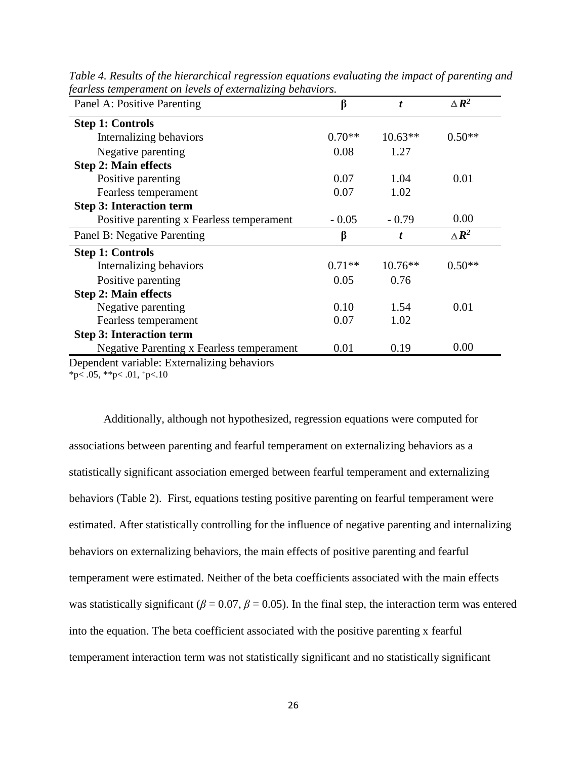*Table 4. Results of the hierarchical regression equations evaluating the impact of parenting and fearless temperament on levels of externalizing behaviors.*

| Panel A: Positive Parenting | β | *t* | $\Delta R^2$ |
|---|---|---|---|
| **Step 1: Controls** | | | |
| Internalizing behaviors | 0.70** | 10.63** | 0.50** |
| Negative parenting | 0.08 | 1.27 | |
| **Step 2: Main effects** | | | |
| Positive parenting | 0.07 | 1.04 | 0.01 |
| Fearless temperament | 0.07 | 1.02 | |
| **Step 3: Interaction term** | | | |
| Positive parenting x Fearless temperament | - 0.05 | - 0.79 | 0.00 |
| **Panel B: Negative Parenting** | **β** | ***t*** | $\Delta R^2$ |
| **Step 1: Controls** | | | |
| Internalizing behaviors | 0.71** | 10.76** | 0.50** |
| Positive parenting | 0.05 | 0.76 | |
| **Step 2: Main effects** | | | |
| Negative parenting | 0.10 | 1.54 | 0.01 |
| Fearless temperament | 0.07 | 1.02 | |
| **Step 3: Interaction term** | | | |
| Negative Parenting x Fearless temperament | 0.01 | 0.19 | 0.00 |

Dependent variable: Externalizing behaviors

*p< .05, **p< .01, +p<.10

Additionally, although not hypothesized, regression equations were computed for associations between parenting and fearful temperament on externalizing behaviors as a statistically significant association emerged between fearful temperament and externalizing behaviors (Table 2). First, equations testing positive parenting on fearful temperament were estimated. After statistically controlling for the influence of negative parenting and internalizing behaviors on externalizing behaviors, the main effects of positive parenting and fearful temperament were estimated. Neither of the beta coefficients associated with the main effects was statistically significant ($\beta = 0.07$, $\beta = 0.05$). In the final step, the interaction term was entered into the equation. The beta coefficient associated with the positive parenting x fearful temperament interaction term was not statistically significant and no statistically significant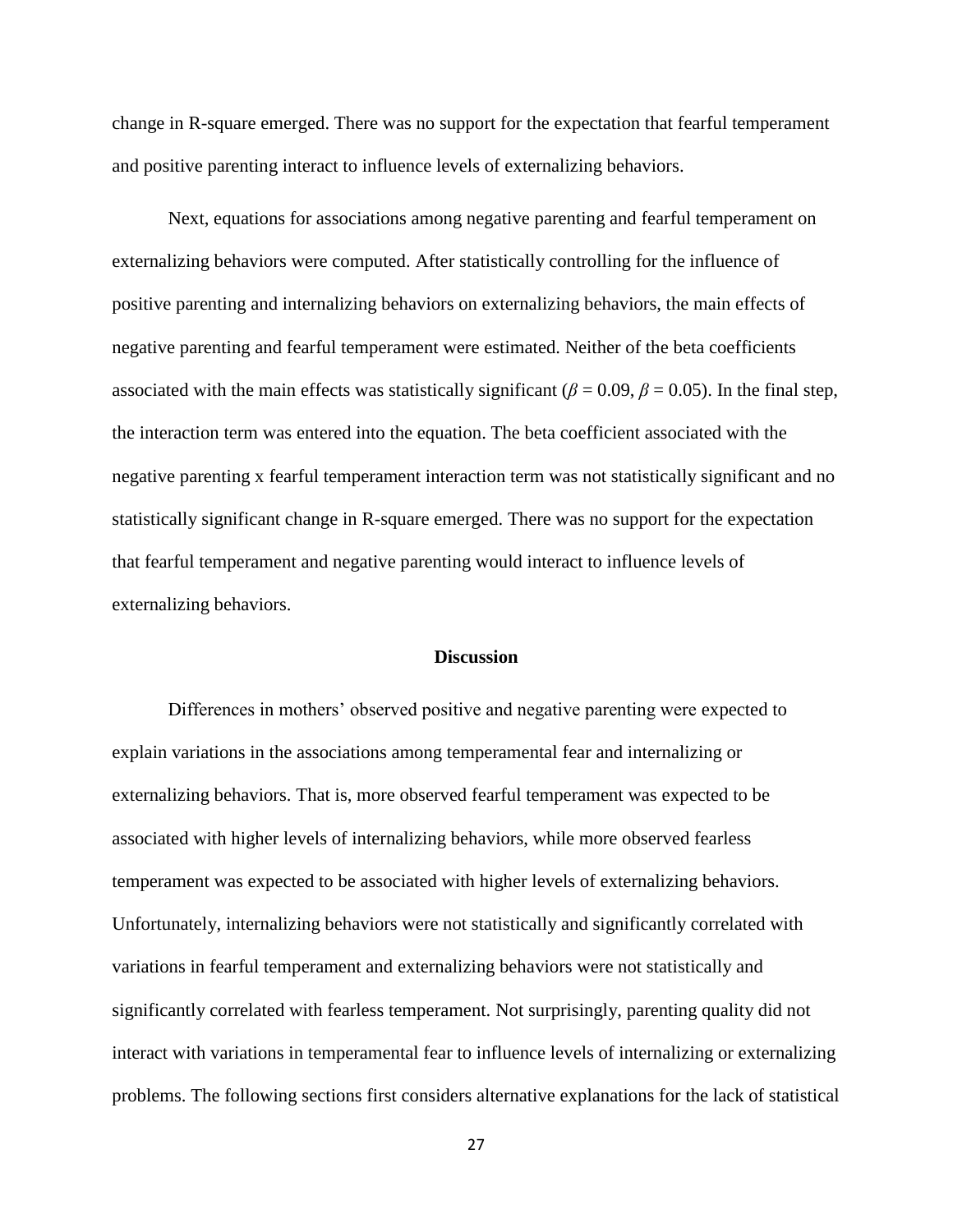change in R-square emerged. There was no support for the expectation that fearful temperament and positive parenting interact to influence levels of externalizing behaviors.

Next, equations for associations among negative parenting and fearful temperament on externalizing behaviors were computed. After statistically controlling for the influence of positive parenting and internalizing behaviors on externalizing behaviors, the main effects of negative parenting and fearful temperament were estimated. Neither of the beta coefficients associated with the main effects was statistically significant ($\beta = 0.09$, $\beta = 0.05$). In the final step, the interaction term was entered into the equation. The beta coefficient associated with the negative parenting x fearful temperament interaction term was not statistically significant and no statistically significant change in R-square emerged. There was no support for the expectation that fearful temperament and negative parenting would interact to influence levels of externalizing behaviors.

## Discussion

Differences in mothers' observed positive and negative parenting were expected to explain variations in the associations among temperamental fear and internalizing or externalizing behaviors. That is, more observed fearful temperament was expected to be associated with higher levels of internalizing behaviors, while more observed fearless temperament was expected to be associated with higher levels of externalizing behaviors. Unfortunately, internalizing behaviors were not statistically and significantly correlated with variations in fearful temperament and externalizing behaviors were not statistically and significantly correlated with fearless temperament. Not surprisingly, parenting quality did not interact with variations in temperamental fear to influence levels of internalizing or externalizing problems. The following sections first considers alternative explanations for the lack of statistical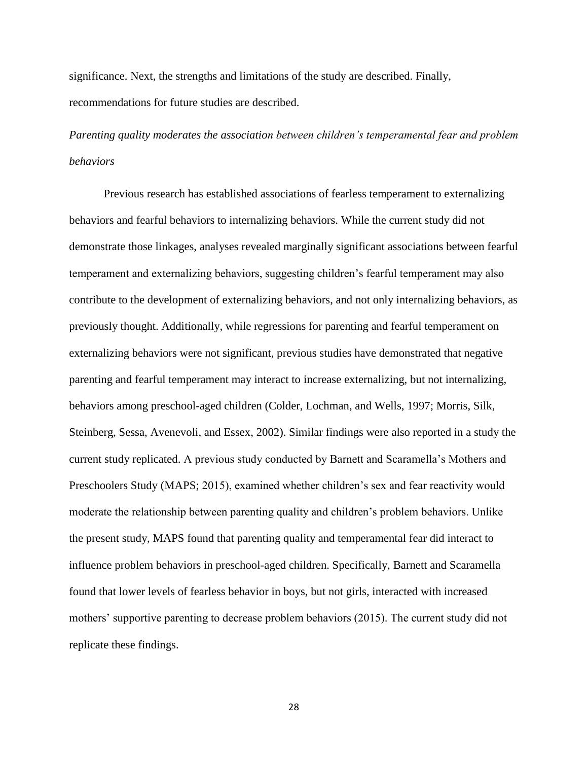significance. Next, the strengths and limitations of the study are described. Finally, recommendations for future studies are described.

*Parenting quality moderates the association between children's temperamental fear and problem behaviors*

Previous research has established associations of fearless temperament to externalizing behaviors and fearful behaviors to internalizing behaviors. While the current study did not demonstrate those linkages, analyses revealed marginally significant associations between fearful temperament and externalizing behaviors, suggesting children's fearful temperament may also contribute to the development of externalizing behaviors, and not only internalizing behaviors, as previously thought. Additionally, while regressions for parenting and fearful temperament on externalizing behaviors were not significant, previous studies have demonstrated that negative parenting and fearful temperament may interact to increase externalizing, but not internalizing, behaviors among preschool-aged children (Colder, Lochman, and Wells, 1997; Morris, Silk, Steinberg, Sessa, Avenevoli, and Essex, 2002). Similar findings were also reported in a study the current study replicated. A previous study conducted by Barnett and Scaramella's Mothers and Preschoolers Study (MAPS; 2015), examined whether children's sex and fear reactivity would moderate the relationship between parenting quality and children's problem behaviors. Unlike the present study, MAPS found that parenting quality and temperamental fear did interact to influence problem behaviors in preschool-aged children. Specifically, Barnett and Scaramella found that lower levels of fearless behavior in boys, but not girls, interacted with increased mothers' supportive parenting to decrease problem behaviors (2015). The current study did not replicate these findings.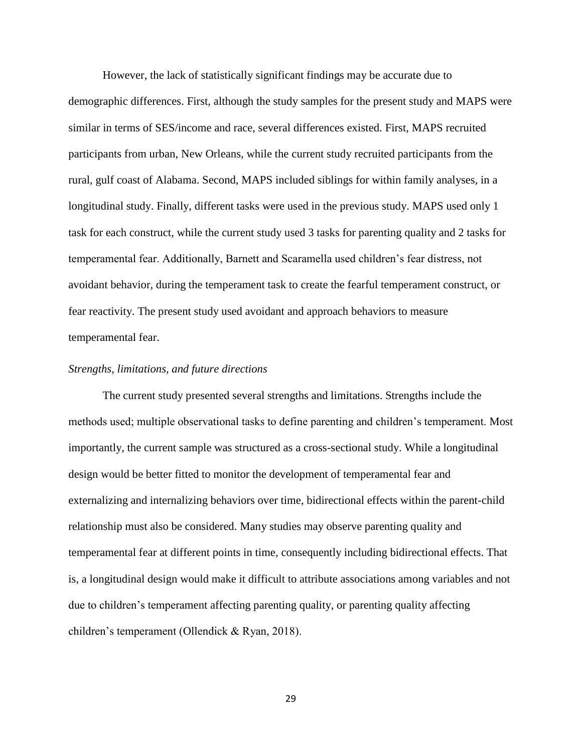However, the lack of statistically significant findings may be accurate due to demographic differences. First, although the study samples for the present study and MAPS were similar in terms of SES/income and race, several differences existed. First, MAPS recruited participants from urban, New Orleans, while the current study recruited participants from the rural, gulf coast of Alabama. Second, MAPS included siblings for within family analyses, in a longitudinal study. Finally, different tasks were used in the previous study. MAPS used only 1 task for each construct, while the current study used 3 tasks for parenting quality and 2 tasks for temperamental fear. Additionally, Barnett and Scaramella used children's fear distress, not avoidant behavior, during the temperament task to create the fearful temperament construct, or fear reactivity. The present study used avoidant and approach behaviors to measure temperamental fear.

### *Strengths, limitations, and future directions*

The current study presented several strengths and limitations. Strengths include the methods used; multiple observational tasks to define parenting and children's temperament. Most importantly, the current sample was structured as a cross-sectional study. While a longitudinal design would be better fitted to monitor the development of temperamental fear and externalizing and internalizing behaviors over time, bidirectional effects within the parent-child relationship must also be considered. Many studies may observe parenting quality and temperamental fear at different points in time, consequently including bidirectional effects. That is, a longitudinal design would make it difficult to attribute associations among variables and not due to children's temperament affecting parenting quality, or parenting quality affecting children's temperament (Ollendick & Ryan, 2018).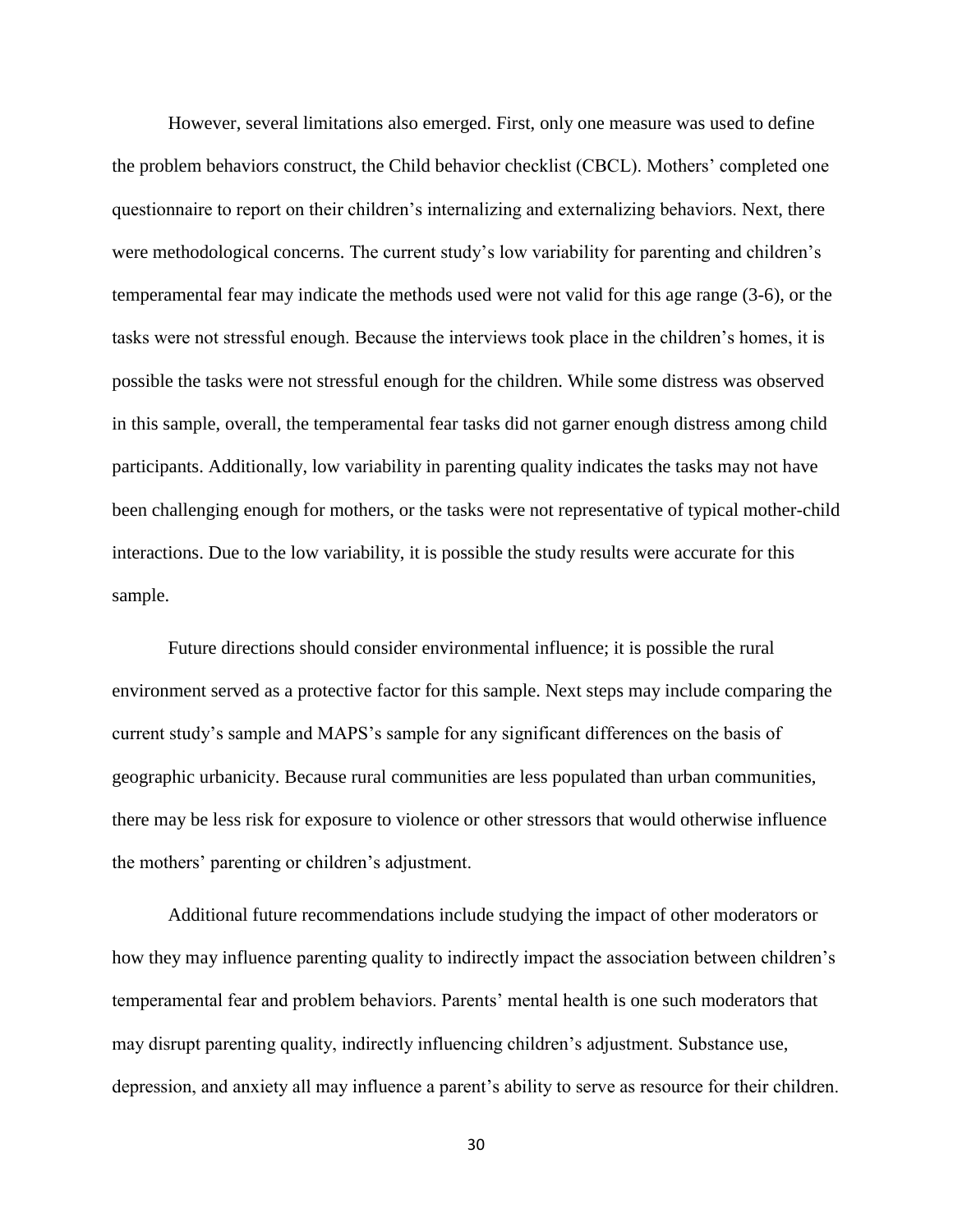However, several limitations also emerged. First, only one measure was used to define the problem behaviors construct, the Child behavior checklist (CBCL). Mothers' completed one questionnaire to report on their children's internalizing and externalizing behaviors. Next, there were methodological concerns. The current study's low variability for parenting and children's temperamental fear may indicate the methods used were not valid for this age range (3-6), or the tasks were not stressful enough. Because the interviews took place in the children's homes, it is possible the tasks were not stressful enough for the children. While some distress was observed in this sample, overall, the temperamental fear tasks did not garner enough distress among child participants. Additionally, low variability in parenting quality indicates the tasks may not have been challenging enough for mothers, or the tasks were not representative of typical mother-child interactions. Due to the low variability, it is possible the study results were accurate for this sample.

Future directions should consider environmental influence; it is possible the rural environment served as a protective factor for this sample. Next steps may include comparing the current study's sample and MAPS's sample for any significant differences on the basis of geographic urbanicity. Because rural communities are less populated than urban communities, there may be less risk for exposure to violence or other stressors that would otherwise influence the mothers' parenting or children's adjustment.

Additional future recommendations include studying the impact of other moderators or how they may influence parenting quality to indirectly impact the association between children's temperamental fear and problem behaviors. Parents' mental health is one such moderators that may disrupt parenting quality, indirectly influencing children's adjustment. Substance use, depression, and anxiety all may influence a parent's ability to serve as resource for their children.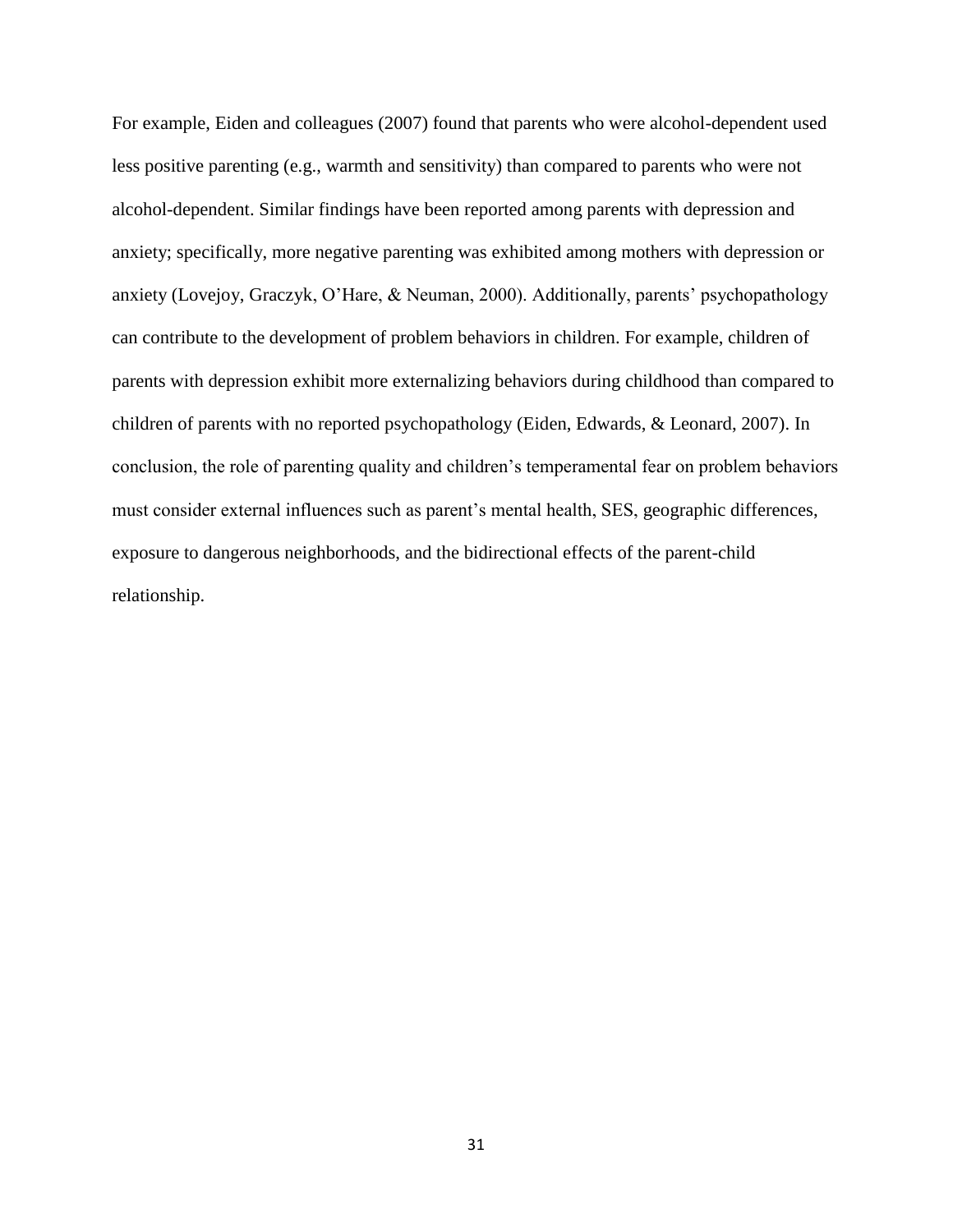For example, Eiden and colleagues (2007) found that parents who were alcohol-dependent used less positive parenting (e.g., warmth and sensitivity) than compared to parents who were not alcohol-dependent. Similar findings have been reported among parents with depression and anxiety; specifically, more negative parenting was exhibited among mothers with depression or anxiety (Lovejoy, Graczyk, O'Hare, & Neuman, 2000). Additionally, parents' psychopathology can contribute to the development of problem behaviors in children. For example, children of parents with depression exhibit more externalizing behaviors during childhood than compared to children of parents with no reported psychopathology (Eiden, Edwards, & Leonard, 2007). In conclusion, the role of parenting quality and children's temperamental fear on problem behaviors must consider external influences such as parent's mental health, SES, geographic differences, exposure to dangerous neighborhoods, and the bidirectional effects of the parent-child relationship.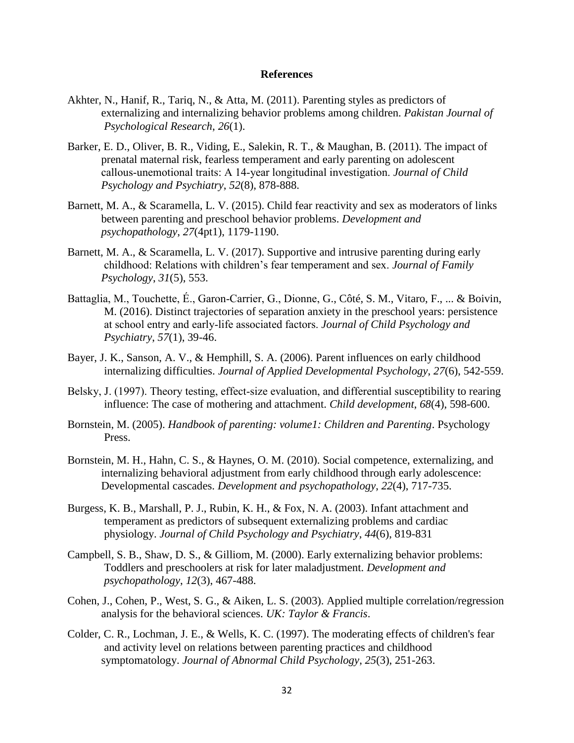# References

Akhter, N., Hanif, R., Tariq, N., & Atta, M. (2011). Parenting styles as predictors of externalizing and internalizing behavior problems among children. *Pakistan Journal of Psychological Research*, *26*(1).

Barker, E. D., Oliver, B. R., Viding, E., Salekin, R. T., & Maughan, B. (2011). The impact of prenatal maternal risk, fearless temperament and early parenting on adolescent callous‐unemotional traits: A 14‐year longitudinal investigation. *Journal of Child Psychology and Psychiatry*, *52*(8), 878-888.

Barnett, M. A., & Scaramella, L. V. (2015). Child fear reactivity and sex as moderators of links between parenting and preschool behavior problems. *Development and psychopathology*, *27*(4pt1), 1179-1190.

Barnett, M. A., & Scaramella, L. V. (2017). Supportive and intrusive parenting during early childhood: Relations with children's fear temperament and sex. *Journal of Family Psychology*, *31*(5), 553.

Battaglia, M., Touchette, É., Garon‐Carrier, G., Dionne, G., Côté, S. M., Vitaro, F., ... & Boivin, M. (2016). Distinct trajectories of separation anxiety in the preschool years: persistence at school entry and early‐life associated factors. *Journal of Child Psychology and Psychiatry*, *57*(1), 39-46.

Bayer, J. K., Sanson, A. V., & Hemphill, S. A. (2006). Parent influences on early childhood internalizing difficulties. *Journal of Applied Developmental Psychology*, *27*(6), 542-559.

Belsky, J. (1997). Theory testing, effect‐size evaluation, and differential susceptibility to rearing influence: The case of mothering and attachment. *Child development*, *68*(4), 598-600.

Bornstein, M. (2005). *Handbook of parenting: volume1: Children and Parenting*. Psychology Press.

Bornstein, M. H., Hahn, C. S., & Haynes, O. M. (2010). Social competence, externalizing, and internalizing behavioral adjustment from early childhood through early adolescence: Developmental cascades. *Development and psychopathology*, *22*(4), 717-735.

Burgess, K. B., Marshall, P. J., Rubin, K. H., & Fox, N. A. (2003). Infant attachment and temperament as predictors of subsequent externalizing problems and cardiac physiology. *Journal of Child Psychology and Psychiatry*, *44*(6), 819-831

Campbell, S. B., Shaw, D. S., & Gilliom, M. (2000). Early externalizing behavior problems: Toddlers and preschoolers at risk for later maladjustment. *Development and psychopathology*, *12*(3), 467-488.

Cohen, J., Cohen, P., West, S. G., & Aiken, L. S. (2003). Applied multiple correlation/regression analysis for the behavioral sciences. *UK: Taylor & Francis*.

Colder, C. R., Lochman, J. E., & Wells, K. C. (1997). The moderating effects of children's fear and activity level on relations between parenting practices and childhood symptomatology. *Journal of Abnormal Child Psychology*, *25*(3), 251-263.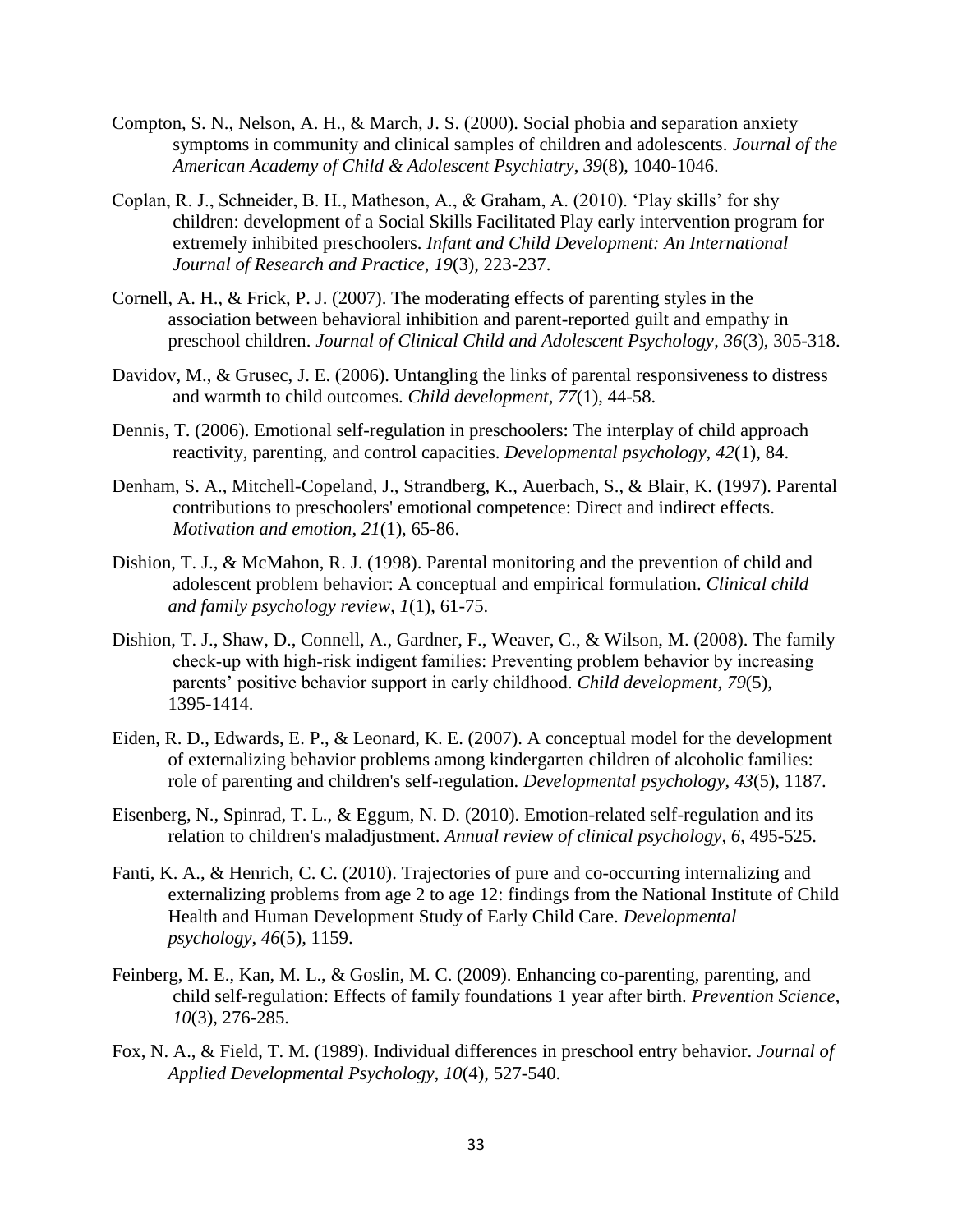Compton, S. N., Nelson, A. H., & March, J. S. (2000). Social phobia and separation anxiety symptoms in community and clinical samples of children and adolescents. *Journal of the American Academy of Child & Adolescent Psychiatry*, *39*(8), 1040-1046.

Coplan, R. J., Schneider, B. H., Matheson, A., & Graham, A. (2010). 'Play skills' for shy children: development of a Social Skills Facilitated Play early intervention program for extremely inhibited preschoolers. *Infant and Child Development: An International Journal of Research and Practice*, *19*(3), 223-237.

Cornell, A. H., & Frick, P. J. (2007). The moderating effects of parenting styles in the association between behavioral inhibition and parent-reported guilt and empathy in preschool children. *Journal of Clinical Child and Adolescent Psychology*, *36*(3), 305-318.

Davidov, M., & Grusec, J. E. (2006). Untangling the links of parental responsiveness to distress and warmth to child outcomes. *Child development*, *77*(1), 44-58.

Dennis, T. (2006). Emotional self-regulation in preschoolers: The interplay of child approach reactivity, parenting, and control capacities. *Developmental psychology*, *42*(1), 84.

Denham, S. A., Mitchell-Copeland, J., Strandberg, K., Auerbach, S., & Blair, K. (1997). Parental contributions to preschoolers' emotional competence: Direct and indirect effects. *Motivation and emotion*, *21*(1), 65-86.

Dishion, T. J., & McMahon, R. J. (1998). Parental monitoring and the prevention of child and adolescent problem behavior: A conceptual and empirical formulation. *Clinical child and family psychology review*, *1*(1), 61-75.

Dishion, T. J., Shaw, D., Connell, A., Gardner, F., Weaver, C., & Wilson, M. (2008). The family check-up with high-risk indigent families: Preventing problem behavior by increasing parents' positive behavior support in early childhood. *Child development*, *79*(5), 1395-1414.

Eiden, R. D., Edwards, E. P., & Leonard, K. E. (2007). A conceptual model for the development of externalizing behavior problems among kindergarten children of alcoholic families: role of parenting and children's self-regulation. *Developmental psychology*, *43*(5), 1187.

Eisenberg, N., Spinrad, T. L., & Eggum, N. D. (2010). Emotion-related self-regulation and its relation to children's maladjustment. *Annual review of clinical psychology*, *6*, 495-525.

Fanti, K. A., & Henrich, C. C. (2010). Trajectories of pure and co-occurring internalizing and externalizing problems from age 2 to age 12: findings from the National Institute of Child Health and Human Development Study of Early Child Care. *Developmental psychology*, *46*(5), 1159.

Feinberg, M. E., Kan, M. L., & Goslin, M. C. (2009). Enhancing co-parenting, parenting, and child self-regulation: Effects of family foundations 1 year after birth. *Prevention Science*, *10*(3), 276-285.

Fox, N. A., & Field, T. M. (1989). Individual differences in preschool entry behavior. *Journal of Applied Developmental Psychology*, *10*(4), 527-540.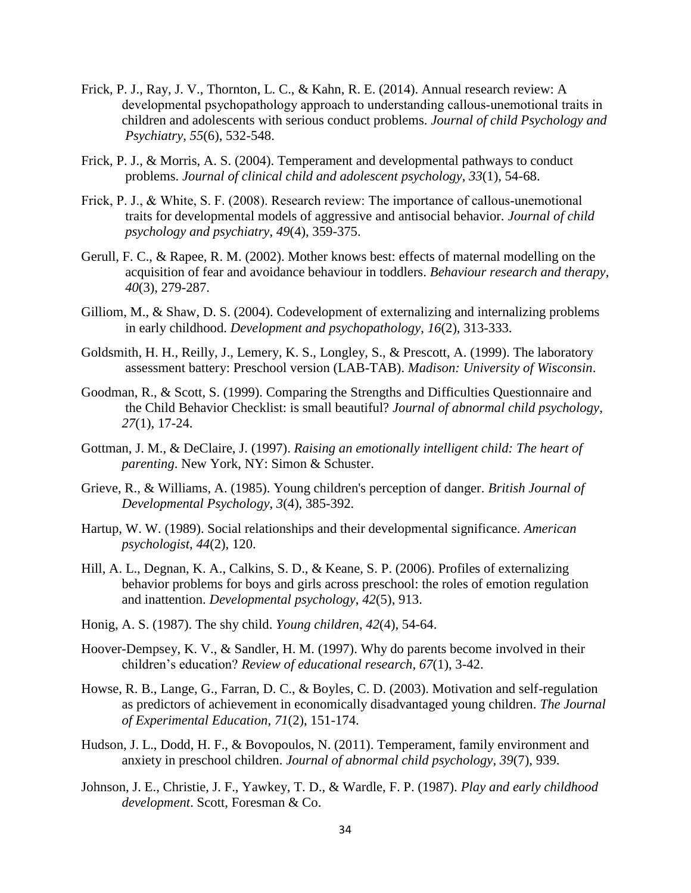Frick, P. J., Ray, J. V., Thornton, L. C., & Kahn, R. E. (2014). Annual research review: A developmental psychopathology approach to understanding callous-unemotional traits in children and adolescents with serious conduct problems. *Journal of child Psychology and Psychiatry*, *55*(6), 532-548.

Frick, P. J., & Morris, A. S. (2004). Temperament and developmental pathways to conduct problems. *Journal of clinical child and adolescent psychology*, *33*(1), 54-68.

Frick, P. J., & White, S. F. (2008). Research review: The importance of callous-unemotional traits for developmental models of aggressive and antisocial behavior. *Journal of child psychology and psychiatry*, *49*(4), 359-375.

Gerull, F. C., & Rapee, R. M. (2002). Mother knows best: effects of maternal modelling on the acquisition of fear and avoidance behaviour in toddlers. *Behaviour research and therapy*, *40*(3), 279-287.

Gilliom, M., & Shaw, D. S. (2004). Codevelopment of externalizing and internalizing problems in early childhood. *Development and psychopathology*, *16*(2), 313-333.

Goldsmith, H. H., Reilly, J., Lemery, K. S., Longley, S., & Prescott, A. (1999). The laboratory assessment battery: Preschool version (LAB-TAB). *Madison: University of Wisconsin*.

Goodman, R., & Scott, S. (1999). Comparing the Strengths and Difficulties Questionnaire and the Child Behavior Checklist: is small beautiful? *Journal of abnormal child psychology*, *27*(1), 17-24.

Gottman, J. M., & DeClaire, J. (1997). *Raising an emotionally intelligent child: The heart of parenting*. New York, NY: Simon & Schuster.

Grieve, R., & Williams, A. (1985). Young children's perception of danger. *British Journal of Developmental Psychology*, *3*(4), 385-392.

Hartup, W. W. (1989). Social relationships and their developmental significance. *American psychologist*, *44*(2), 120.

Hill, A. L., Degnan, K. A., Calkins, S. D., & Keane, S. P. (2006). Profiles of externalizing behavior problems for boys and girls across preschool: the roles of emotion regulation and inattention. *Developmental psychology*, *42*(5), 913.

Honig, A. S. (1987). The shy child. *Young children*, *42*(4), 54-64.

Hoover-Dempsey, K. V., & Sandler, H. M. (1997). Why do parents become involved in their children's education? *Review of educational research*, *67*(1), 3-42.

Howse, R. B., Lange, G., Farran, D. C., & Boyles, C. D. (2003). Motivation and self-regulation as predictors of achievement in economically disadvantaged young children. *The Journal of Experimental Education*, *71*(2), 151-174.

Hudson, J. L., Dodd, H. F., & Bovopoulos, N. (2011). Temperament, family environment and anxiety in preschool children. *Journal of abnormal child psychology*, *39*(7), 939.

Johnson, J. E., Christie, J. F., Yawkey, T. D., & Wardle, F. P. (1987). *Play and early childhood development*. Scott, Foresman & Co.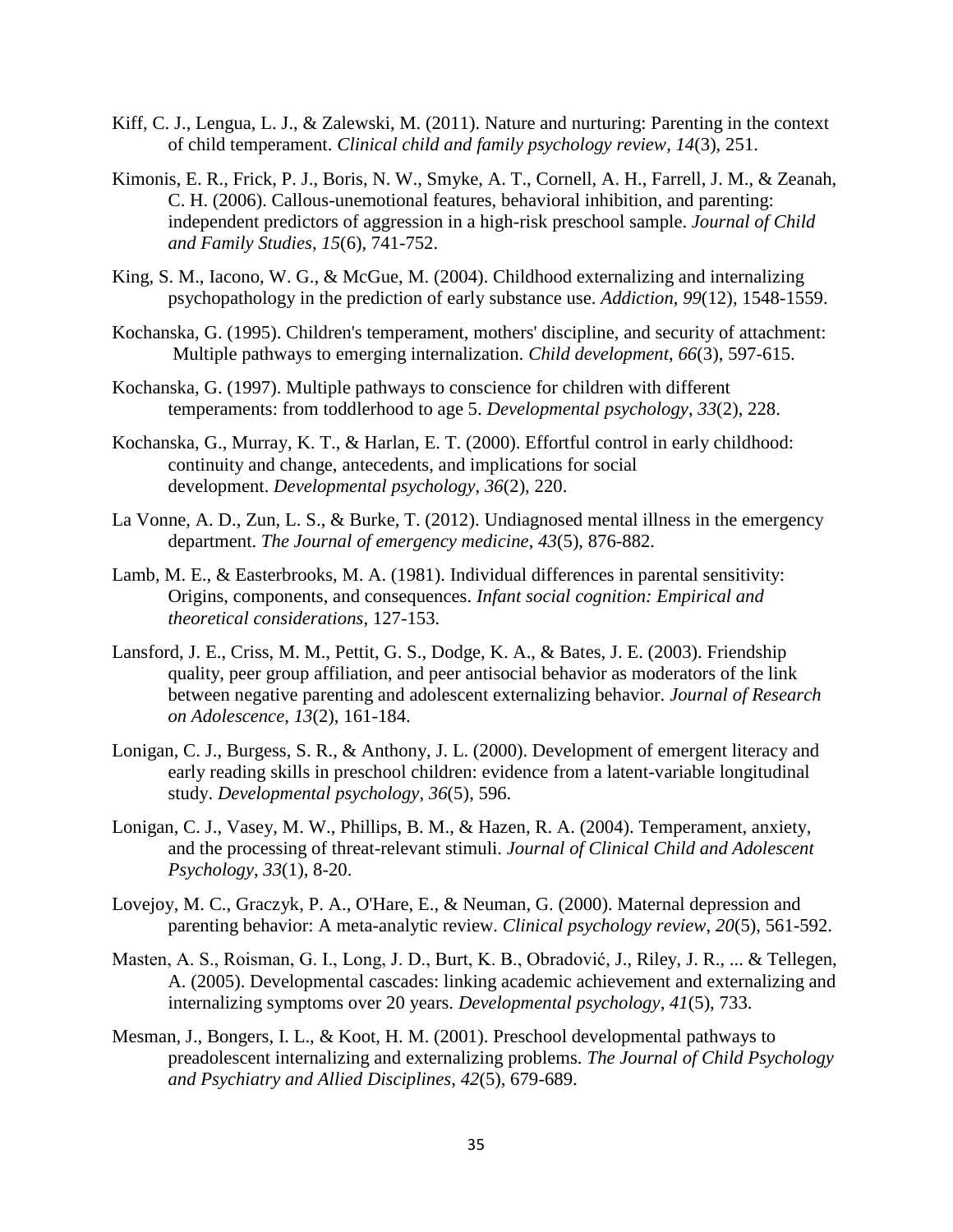Kiff, C. J., Lengua, L. J., & Zalewski, M. (2011). Nature and nurturing: Parenting in the context of child temperament. *Clinical child and family psychology review*, *14*(3), 251.

Kimonis, E. R., Frick, P. J., Boris, N. W., Smyke, A. T., Cornell, A. H., Farrell, J. M., & Zeanah, C. H. (2006). Callous-unemotional features, behavioral inhibition, and parenting: independent predictors of aggression in a high-risk preschool sample. *Journal of Child and Family Studies*, *15*(6), 741-752.

King, S. M., Iacono, W. G., & McGue, M. (2004). Childhood externalizing and internalizing psychopathology in the prediction of early substance use. *Addiction*, *99*(12), 1548-1559.

Kochanska, G. (1995). Children's temperament, mothers' discipline, and security of attachment: Multiple pathways to emerging internalization. *Child development*, *66*(3), 597-615.

Kochanska, G. (1997). Multiple pathways to conscience for children with different temperaments: from toddlerhood to age 5. *Developmental psychology*, *33*(2), 228.

Kochanska, G., Murray, K. T., & Harlan, E. T. (2000). Effortful control in early childhood: continuity and change, antecedents, and implications for social development. *Developmental psychology*, *36*(2), 220.

La Vonne, A. D., Zun, L. S., & Burke, T. (2012). Undiagnosed mental illness in the emergency department. *The Journal of emergency medicine*, *43*(5), 876-882.

Lamb, M. E., & Easterbrooks, M. A. (1981). Individual differences in parental sensitivity: Origins, components, and consequences. *Infant social cognition: Empirical and theoretical considerations*, 127-153.

Lansford, J. E., Criss, M. M., Pettit, G. S., Dodge, K. A., & Bates, J. E. (2003). Friendship quality, peer group affiliation, and peer antisocial behavior as moderators of the link between negative parenting and adolescent externalizing behavior. *Journal of Research on Adolescence*, *13*(2), 161-184.

Lonigan, C. J., Burgess, S. R., & Anthony, J. L. (2000). Development of emergent literacy and early reading skills in preschool children: evidence from a latent-variable longitudinal study. *Developmental psychology*, *36*(5), 596.

Lonigan, C. J., Vasey, M. W., Phillips, B. M., & Hazen, R. A. (2004). Temperament, anxiety, and the processing of threat-relevant stimuli. *Journal of Clinical Child and Adolescent Psychology*, *33*(1), 8-20.

Lovejoy, M. C., Graczyk, P. A., O'Hare, E., & Neuman, G. (2000). Maternal depression and parenting behavior: A meta-analytic review. *Clinical psychology review*, *20*(5), 561-592.

Masten, A. S., Roisman, G. I., Long, J. D., Burt, K. B., Obradović, J., Riley, J. R., ... & Tellegen, A. (2005). Developmental cascades: linking academic achievement and externalizing and internalizing symptoms over 20 years. *Developmental psychology*, *41*(5), 733.

Mesman, J., Bongers, I. L., & Koot, H. M. (2001). Preschool developmental pathways to preadolescent internalizing and externalizing problems. *The Journal of Child Psychology and Psychiatry and Allied Disciplines*, *42*(5), 679-689.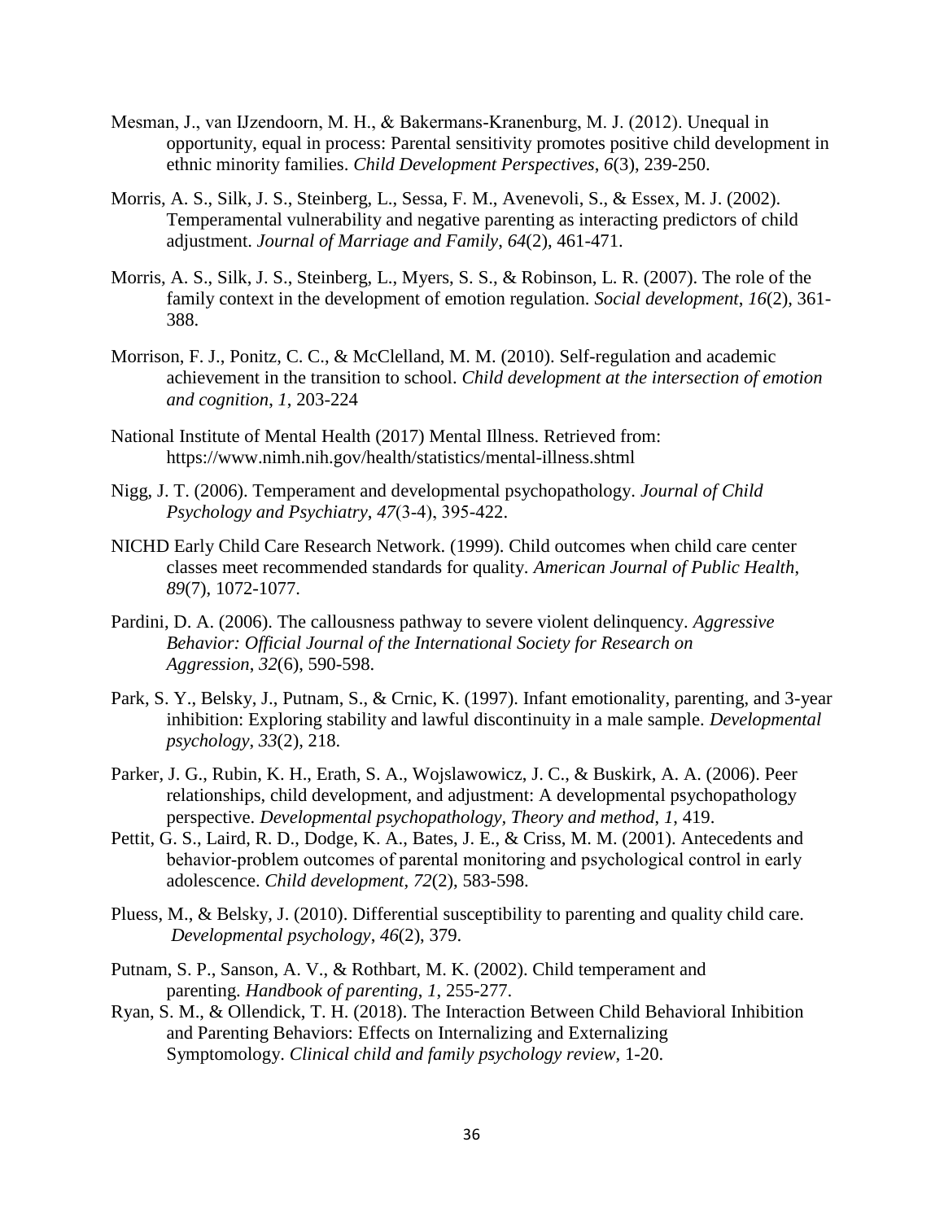Mesman, J., van IJzendoorn, M. H., & Bakermans-Kranenburg, M. J. (2012). Unequal in opportunity, equal in process: Parental sensitivity promotes positive child development in ethnic minority families. *Child Development Perspectives*, *6*(3), 239-250.

Morris, A. S., Silk, J. S., Steinberg, L., Sessa, F. M., Avenevoli, S., & Essex, M. J. (2002). Temperamental vulnerability and negative parenting as interacting predictors of child adjustment. *Journal of Marriage and Family*, *64*(2), 461-471.

Morris, A. S., Silk, J. S., Steinberg, L., Myers, S. S., & Robinson, L. R. (2007). The role of the family context in the development of emotion regulation. *Social development*, *16*(2), 361-388.

Morrison, F. J., Ponitz, C. C., & McClelland, M. M. (2010). Self-regulation and academic achievement in the transition to school. *Child development at the intersection of emotion and cognition*, *1*, 203-224

National Institute of Mental Health (2017) Mental Illness. Retrieved from: https://www.nimh.nih.gov/health/statistics/mental-illness.shtml

Nigg, J. T. (2006). Temperament and developmental psychopathology. *Journal of Child Psychology and Psychiatry*, *47*(3-4), 395-422.

NICHD Early Child Care Research Network. (1999). Child outcomes when child care center classes meet recommended standards for quality. *American Journal of Public Health*, *89*(7), 1072-1077.

Pardini, D. A. (2006). The callousness pathway to severe violent delinquency. *Aggressive Behavior: Official Journal of the International Society for Research on Aggression*, *32*(6), 590-598.

Park, S. Y., Belsky, J., Putnam, S., & Crnic, K. (1997). Infant emotionality, parenting, and 3-year inhibition: Exploring stability and lawful discontinuity in a male sample. *Developmental psychology*, *33*(2), 218.

Parker, J. G., Rubin, K. H., Erath, S. A., Wojslawowicz, J. C., & Buskirk, A. A. (2006). Peer relationships, child development, and adjustment: A developmental psychopathology perspective. *Developmental psychopathology, Theory and method*, *1*, 419.

Pettit, G. S., Laird, R. D., Dodge, K. A., Bates, J. E., & Criss, M. M. (2001). Antecedents and behavior-problem outcomes of parental monitoring and psychological control in early adolescence. *Child development*, *72*(2), 583-598.

Pluess, M., & Belsky, J. (2010). Differential susceptibility to parenting and quality child care. *Developmental psychology*, *46*(2), 379.

Putnam, S. P., Sanson, A. V., & Rothbart, M. K. (2002). Child temperament and parenting. *Handbook of parenting*, *1*, 255-277.

Ryan, S. M., & Ollendick, T. H. (2018). The Interaction Between Child Behavioral Inhibition and Parenting Behaviors: Effects on Internalizing and Externalizing Symptomology. *Clinical child and family psychology review*, 1-20.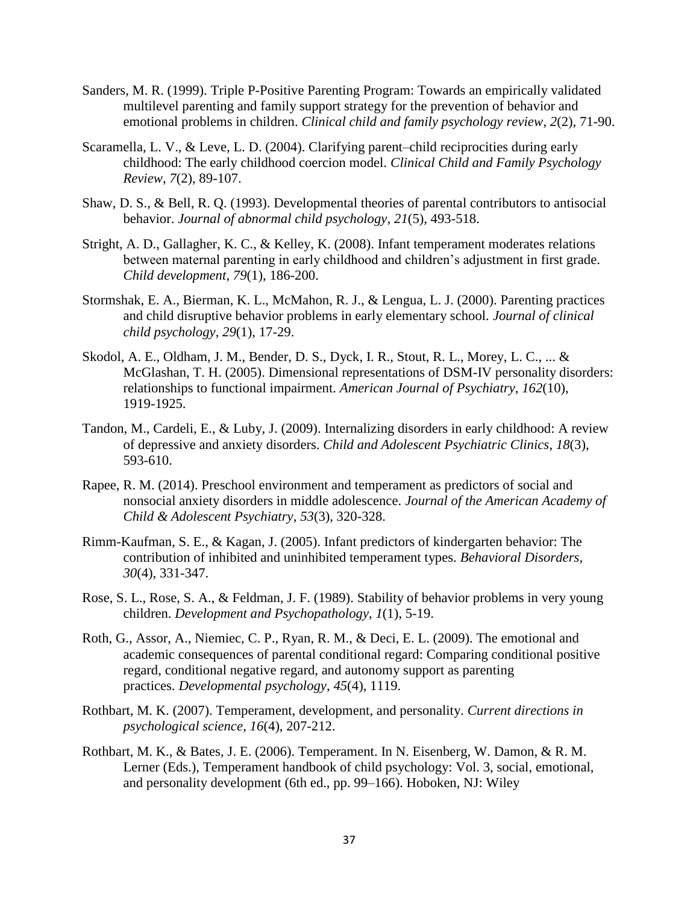Sanders, M. R. (1999). Triple P-Positive Parenting Program: Towards an empirically validated multilevel parenting and family support strategy for the prevention of behavior and emotional problems in children. *Clinical child and family psychology review*, *2*(2), 71-90.

Scaramella, L. V., & Leve, L. D. (2004). Clarifying parent–child reciprocities during early childhood: The early childhood coercion model. *Clinical Child and Family Psychology Review*, *7*(2), 89-107.

Shaw, D. S., & Bell, R. Q. (1993). Developmental theories of parental contributors to antisocial behavior. *Journal of abnormal child psychology*, *21*(5), 493-518.

Stright, A. D., Gallagher, K. C., & Kelley, K. (2008). Infant temperament moderates relations between maternal parenting in early childhood and children's adjustment in first grade. *Child development*, *79*(1), 186-200.

Stormshak, E. A., Bierman, K. L., McMahon, R. J., & Lengua, L. J. (2000). Parenting practices and child disruptive behavior problems in early elementary school. *Journal of clinical child psychology*, *29*(1), 17-29.

Skodol, A. E., Oldham, J. M., Bender, D. S., Dyck, I. R., Stout, R. L., Morey, L. C., ... & McGlashan, T. H. (2005). Dimensional representations of DSM-IV personality disorders: relationships to functional impairment. *American Journal of Psychiatry*, *162*(10), 1919-1925.

Tandon, M., Cardeli, E., & Luby, J. (2009). Internalizing disorders in early childhood: A review of depressive and anxiety disorders. *Child and Adolescent Psychiatric Clinics*, *18*(3), 593-610.

Rapee, R. M. (2014). Preschool environment and temperament as predictors of social and nonsocial anxiety disorders in middle adolescence. *Journal of the American Academy of Child & Adolescent Psychiatry*, *53*(3), 320-328.

Rimm-Kaufman, S. E., & Kagan, J. (2005). Infant predictors of kindergarten behavior: The contribution of inhibited and uninhibited temperament types. *Behavioral Disorders*, *30*(4), 331-347.

Rose, S. L., Rose, S. A., & Feldman, J. F. (1989). Stability of behavior problems in very young children. *Development and Psychopathology*, *1*(1), 5-19.

Roth, G., Assor, A., Niemiec, C. P., Ryan, R. M., & Deci, E. L. (2009). The emotional and academic consequences of parental conditional regard: Comparing conditional positive regard, conditional negative regard, and autonomy support as parenting practices. *Developmental psychology*, *45*(4), 1119.

Rothbart, M. K. (2007). Temperament, development, and personality. *Current directions in psychological science*, *16*(4), 207-212.

Rothbart, M. K., & Bates, J. E. (2006). Temperament. In N. Eisenberg, W. Damon, & R. M. Lerner (Eds.), Temperament handbook of child psychology: Vol. 3, social, emotional, and personality development (6th ed., pp. 99–166). Hoboken, NJ: Wiley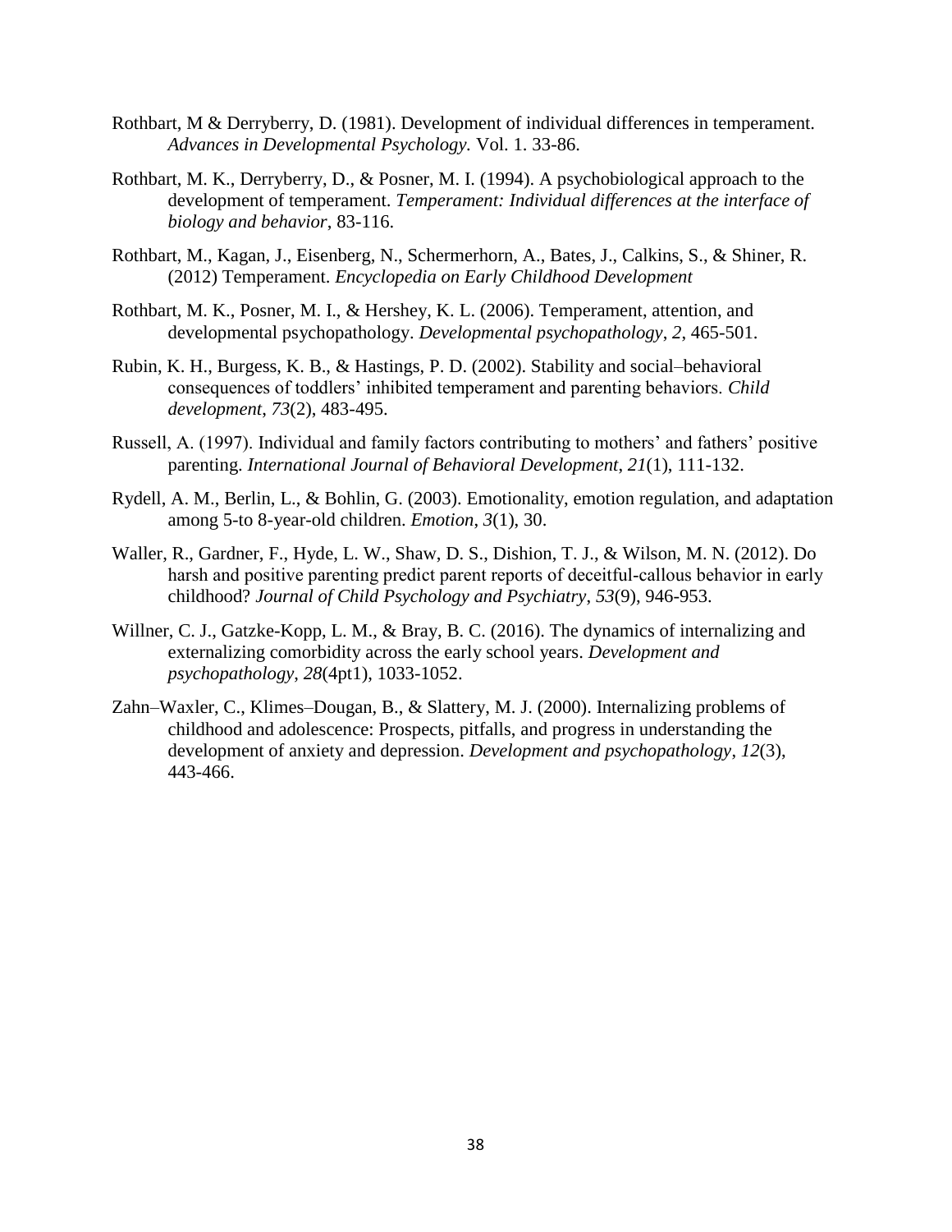Rothbart, M & Derryberry, D. (1981). Development of individual differences in temperament. *Advances in Developmental Psychology.* Vol. 1. 33-86.

Rothbart, M. K., Derryberry, D., & Posner, M. I. (1994). A psychobiological approach to the development of temperament. *Temperament: Individual differences at the interface of biology and behavior*, 83-116.

Rothbart, M., Kagan, J., Eisenberg, N., Schermerhorn, A., Bates, J., Calkins, S., & Shiner, R. (2012) Temperament. *Encyclopedia on Early Childhood Development*

Rothbart, M. K., Posner, M. I., & Hershey, K. L. (2006). Temperament, attention, and developmental psychopathology. *Developmental psychopathology*, *2*, 465-501.

Rubin, K. H., Burgess, K. B., & Hastings, P. D. (2002). Stability and social–behavioral consequences of toddlers' inhibited temperament and parenting behaviors. *Child development*, *73*(2), 483-495.

Russell, A. (1997). Individual and family factors contributing to mothers' and fathers' positive parenting. *International Journal of Behavioral Development*, *21*(1), 111-132.

Rydell, A. M., Berlin, L., & Bohlin, G. (2003). Emotionality, emotion regulation, and adaptation among 5-to 8-year-old children. *Emotion*, *3*(1), 30.

Waller, R., Gardner, F., Hyde, L. W., Shaw, D. S., Dishion, T. J., & Wilson, M. N. (2012). Do harsh and positive parenting predict parent reports of deceitful-callous behavior in early childhood? *Journal of Child Psychology and Psychiatry*, *53*(9), 946-953.

Willner, C. J., Gatzke-Kopp, L. M., & Bray, B. C. (2016). The dynamics of internalizing and externalizing comorbidity across the early school years. *Development and psychopathology*, *28*(4pt1), 1033-1052.

Zahn–Waxler, C., Klimes–Dougan, B., & Slattery, M. J. (2000). Internalizing problems of childhood and adolescence: Prospects, pitfalls, and progress in understanding the development of anxiety and depression. *Development and psychopathology*, *12*(3), 443-466.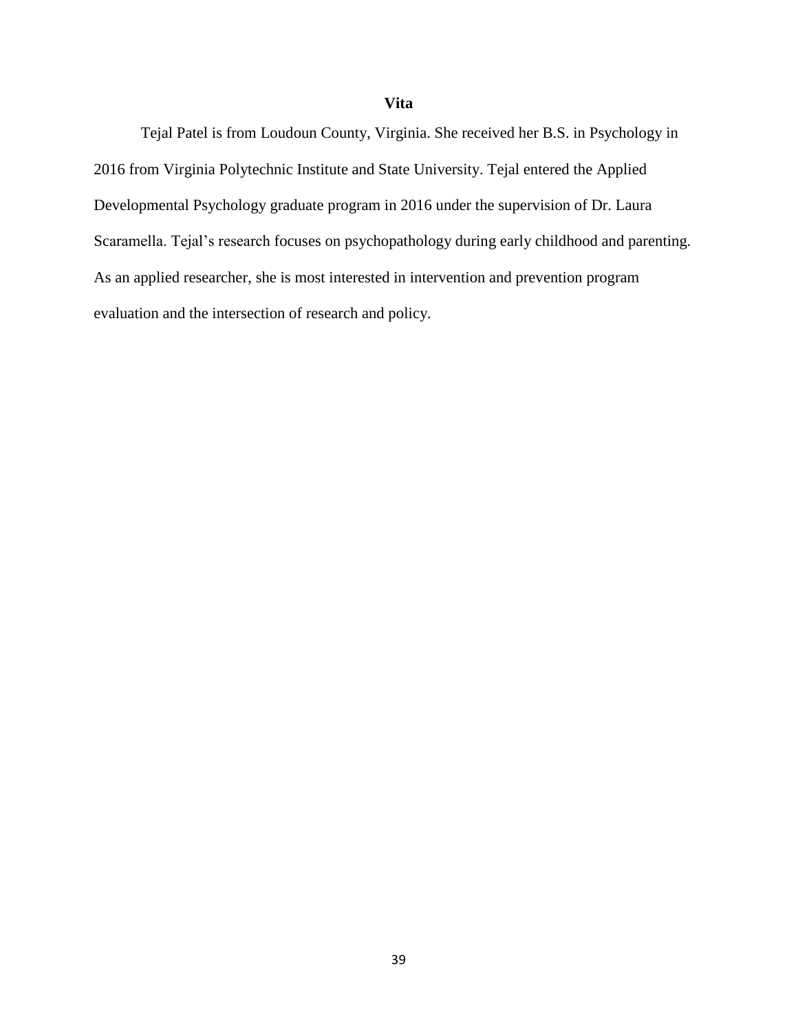# Vita

Tejal Patel is from Loudoun County, Virginia. She received her B.S. in Psychology in 2016 from Virginia Polytechnic Institute and State University. Tejal entered the Applied Developmental Psychology graduate program in 2016 under the supervision of Dr. Laura Scaramella. Tejal's research focuses on psychopathology during early childhood and parenting. As an applied researcher, she is most interested in intervention and prevention program evaluation and the intersection of research and policy.